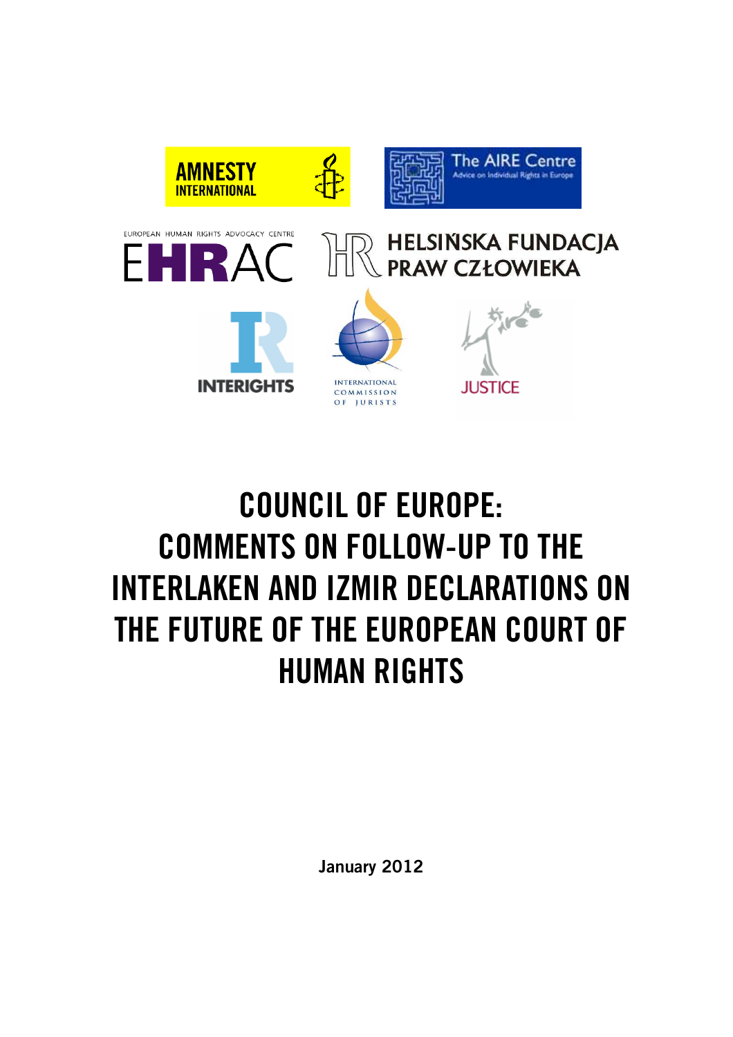AMNESTY INTERNATIONAL

The AIRE Centre
Advice on Individual Rights in Europe

EUROPEAN HUMAN RIGHTS ADVOCACY CENTRE
EHRAC

HELSIŃSKA FUNDACJA PRAW CZŁOWIEKA

INTERIGHTS

INTERNATIONAL COMMISSION OF JURISTS

JUSTICE

# COUNCIL OF EUROPE: COMMENTS ON FOLLOW-UP TO THE INTERLAKEN AND IZMIR DECLARATIONS ON THE FUTURE OF THE EUROPEAN COURT OF HUMAN RIGHTS

**January 2012**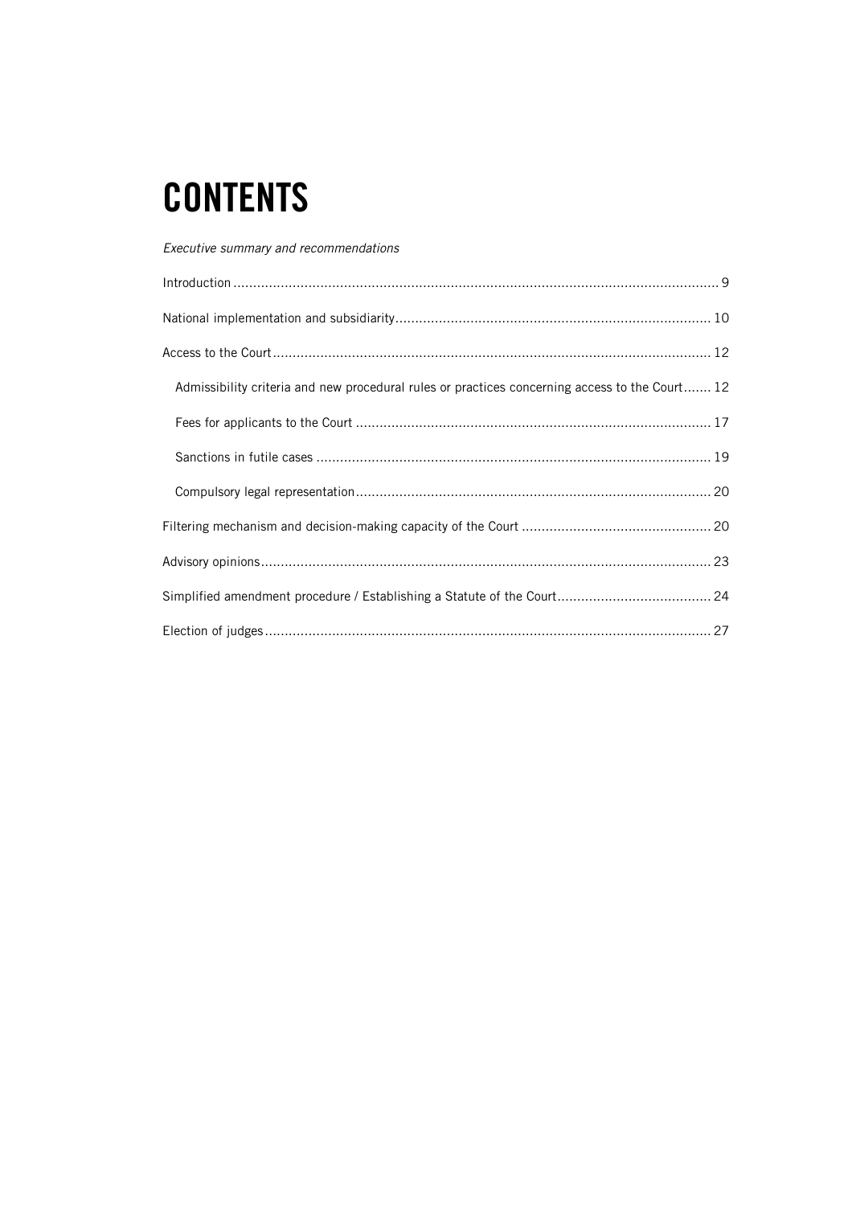# CONTENTS

*Executive summary and recommendations*

Introduction ..... 9

National implementation and subsidiarity ..... 10

Access to the Court ..... 12

- Admissibility criteria and new procedural rules or practices concerning access to the Court ..... 12
- Fees for applicants to the Court ..... 17
- Sanctions in futile cases ..... 19
- Compulsory legal representation ..... 20

Filtering mechanism and decision-making capacity of the Court ..... 20

Advisory opinions ..... 23

Simplified amendment procedure / Establishing a Statute of the Court ..... 24

Election of judges ..... 27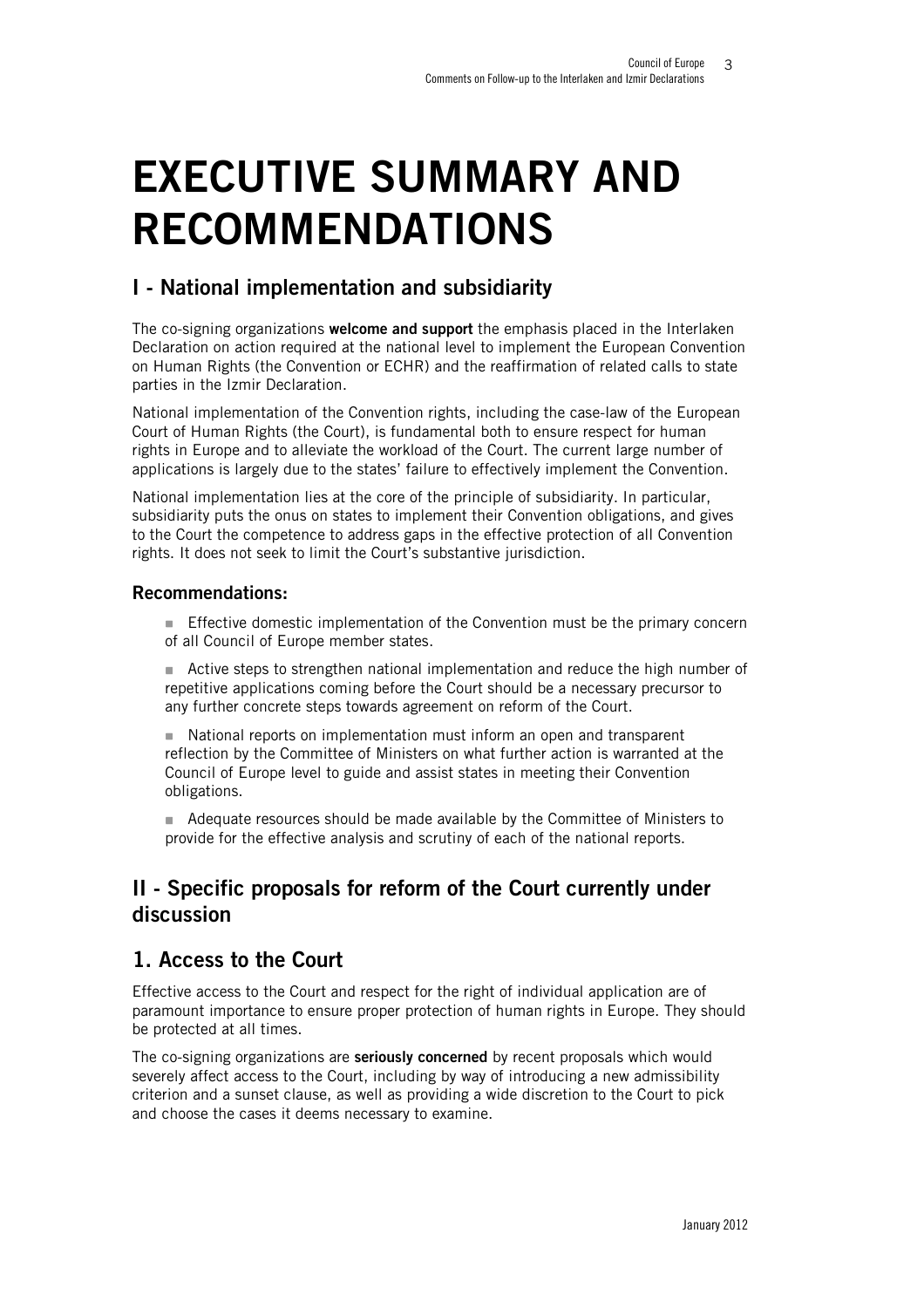# EXECUTIVE SUMMARY AND RECOMMENDATIONS

## I - National implementation and subsidiarity

The co-signing organizations **welcome and support** the emphasis placed in the Interlaken Declaration on action required at the national level to implement the European Convention on Human Rights (the Convention or ECHR) and the reaffirmation of related calls to state parties in the Izmir Declaration.

National implementation of the Convention rights, including the case-law of the European Court of Human Rights (the Court), is fundamental both to ensure respect for human rights in Europe and to alleviate the workload of the Court. The current large number of applications is largely due to the states' failure to effectively implement the Convention.

National implementation lies at the core of the principle of subsidiarity. In particular, subsidiarity puts the onus on states to implement their Convention obligations, and gives to the Court the competence to address gaps in the effective protection of all Convention rights. It does not seek to limit the Court's substantive jurisdiction.

### Recommendations:

- Effective domestic implementation of the Convention must be the primary concern of all Council of Europe member states.
- Active steps to strengthen national implementation and reduce the high number of repetitive applications coming before the Court should be a necessary precursor to any further concrete steps towards agreement on reform of the Court.
- National reports on implementation must inform an open and transparent reflection by the Committee of Ministers on what further action is warranted at the Council of Europe level to guide and assist states in meeting their Convention obligations.
- Adequate resources should be made available by the Committee of Ministers to provide for the effective analysis and scrutiny of each of the national reports.

## II - Specific proposals for reform of the Court currently under discussion

## 1. Access to the Court

Effective access to the Court and respect for the right of individual application are of paramount importance to ensure proper protection of human rights in Europe. They should be protected at all times.

The co-signing organizations are **seriously concerned** by recent proposals which would severely affect access to the Court, including by way of introducing a new admissibility criterion and a sunset clause, as well as providing a wide discretion to the Court to pick and choose the cases it deems necessary to examine.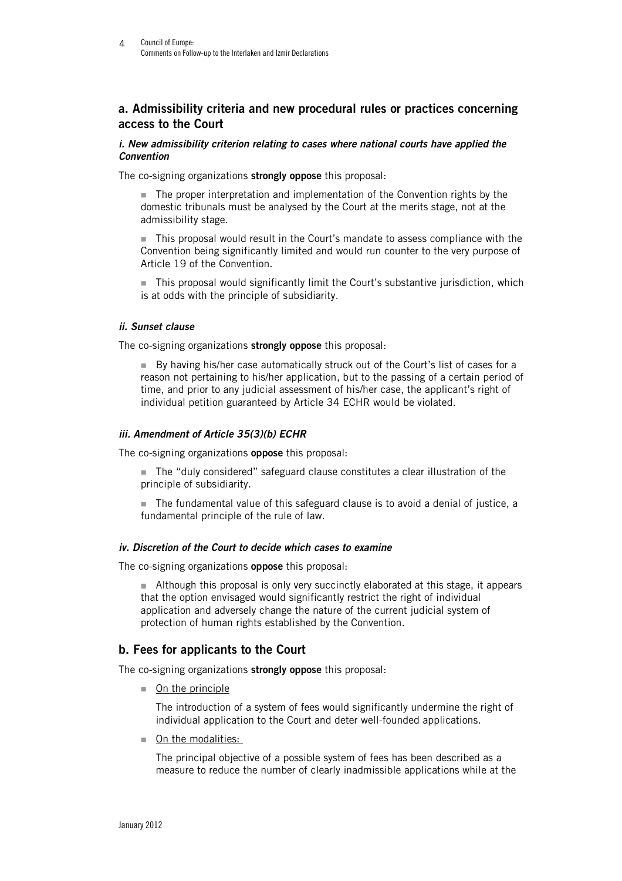## a. Admissibility criteria and new procedural rules or practices concerning access to the Court

#### *i. New admissibility criterion relating to cases where national courts have applied the Convention*

The co-signing organizations **strongly oppose** this proposal:

- The proper interpretation and implementation of the Convention rights by the domestic tribunals must be analysed by the Court at the merits stage, not at the admissibility stage.
- This proposal would result in the Court's mandate to assess compliance with the Convention being significantly limited and would run counter to the very purpose of Article 19 of the Convention.
- This proposal would significantly limit the Court's substantive jurisdiction, which is at odds with the principle of subsidiarity.

#### *ii. Sunset clause*

The co-signing organizations **strongly oppose** this proposal:

- By having his/her case automatically struck out of the Court's list of cases for a reason not pertaining to his/her application, but to the passing of a certain period of time, and prior to any judicial assessment of his/her case, the applicant's right of individual petition guaranteed by Article 34 ECHR would be violated.

#### *iii. Amendment of Article 35(3)(b) ECHR*

The co-signing organizations **oppose** this proposal:

- The "duly considered" safeguard clause constitutes a clear illustration of the principle of subsidiarity.
- The fundamental value of this safeguard clause is to avoid a denial of justice, a fundamental principle of the rule of law.

#### *iv. Discretion of the Court to decide which cases to examine*

The co-signing organizations **oppose** this proposal:

- Although this proposal is only very succinctly elaborated at this stage, it appears that the option envisaged would significantly restrict the right of individual application and adversely change the nature of the current judicial system of protection of human rights established by the Convention.

## b. Fees for applicants to the Court

The co-signing organizations **strongly oppose** this proposal:

- On the principle

  The introduction of a system of fees would significantly undermine the right of individual application to the Court and deter well-founded applications.

- On the modalities:

  The principal objective of a possible system of fees has been described as a measure to reduce the number of clearly inadmissible applications while at the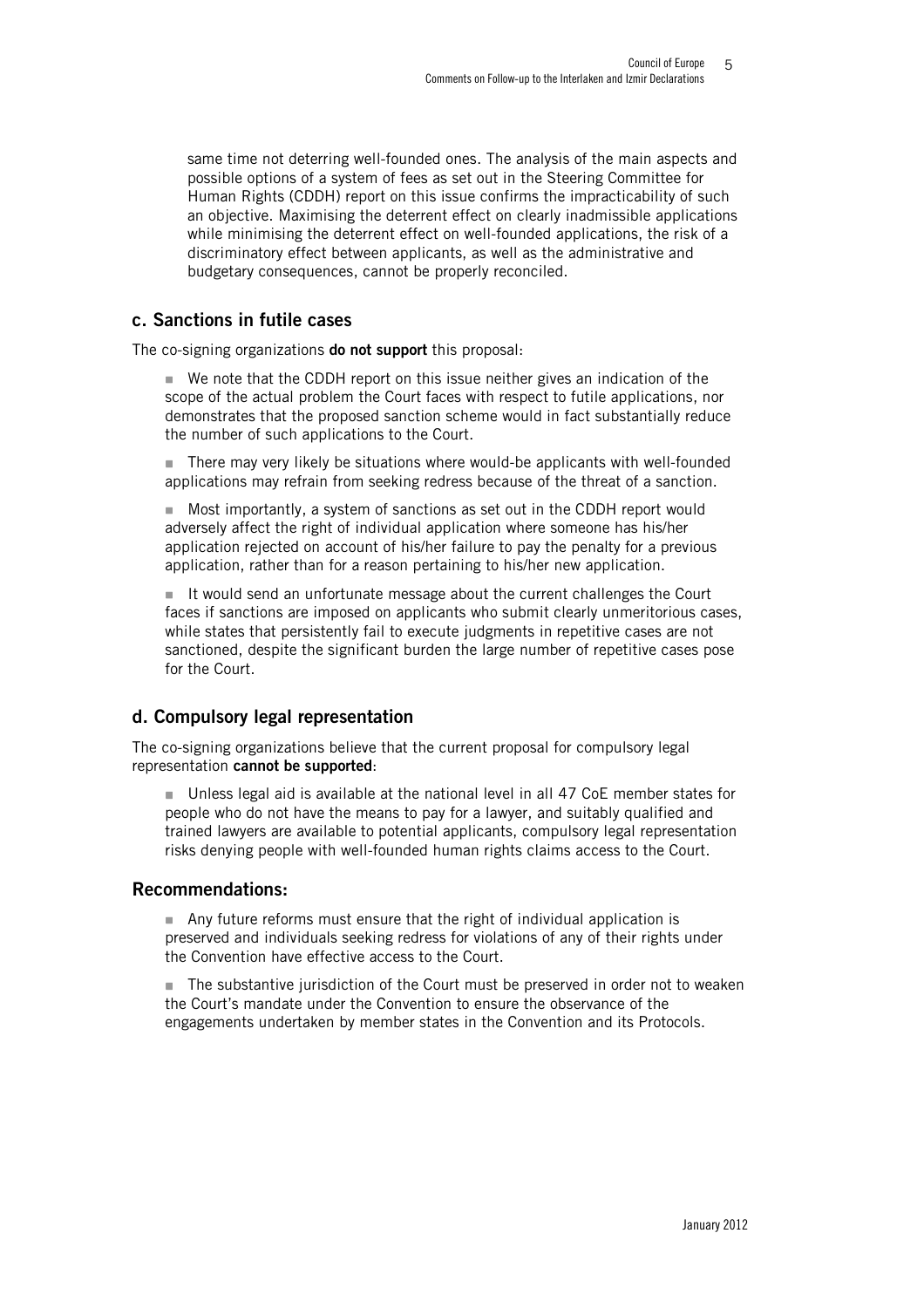same time not deterring well-founded ones. The analysis of the main aspects and possible options of a system of fees as set out in the Steering Committee for Human Rights (CDDH) report on this issue confirms the impracticability of such an objective. Maximising the deterrent effect on clearly inadmissible applications while minimising the deterrent effect on well-founded applications, the risk of a discriminatory effect between applicants, as well as the administrative and budgetary consequences, cannot be properly reconciled.

### c. Sanctions in futile cases

The co-signing organizations **do not support** this proposal:

- We note that the CDDH report on this issue neither gives an indication of the scope of the actual problem the Court faces with respect to futile applications, nor demonstrates that the proposed sanction scheme would in fact substantially reduce the number of such applications to the Court.
- There may very likely be situations where would-be applicants with well-founded applications may refrain from seeking redress because of the threat of a sanction.
- Most importantly, a system of sanctions as set out in the CDDH report would adversely affect the right of individual application where someone has his/her application rejected on account of his/her failure to pay the penalty for a previous application, rather than for a reason pertaining to his/her new application.
- It would send an unfortunate message about the current challenges the Court faces if sanctions are imposed on applicants who submit clearly unmeritorious cases, while states that persistently fail to execute judgments in repetitive cases are not sanctioned, despite the significant burden the large number of repetitive cases pose for the Court.

### d. Compulsory legal representation

The co-signing organizations believe that the current proposal for compulsory legal representation **cannot be supported**:

- Unless legal aid is available at the national level in all 47 CoE member states for people who do not have the means to pay for a lawyer, and suitably qualified and trained lawyers are available to potential applicants, compulsory legal representation risks denying people with well-founded human rights claims access to the Court.

### Recommendations:

- Any future reforms must ensure that the right of individual application is preserved and individuals seeking redress for violations of any of their rights under the Convention have effective access to the Court.
- The substantive jurisdiction of the Court must be preserved in order not to weaken the Court's mandate under the Convention to ensure the observance of the engagements undertaken by member states in the Convention and its Protocols.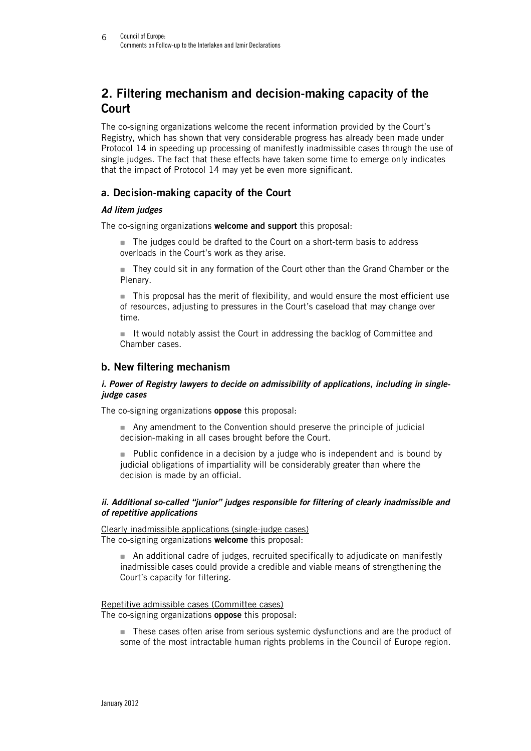## 2. Filtering mechanism and decision-making capacity of the Court

The co-signing organizations welcome the recent information provided by the Court's Registry, which has shown that very considerable progress has already been made under Protocol 14 in speeding up processing of manifestly inadmissible cases through the use of single judges. The fact that these effects have taken some time to emerge only indicates that the impact of Protocol 14 may yet be even more significant.

### a. Decision-making capacity of the Court

#### *Ad litem judges*

The co-signing organizations **welcome and support** this proposal:

- The judges could be drafted to the Court on a short-term basis to address overloads in the Court's work as they arise.
- They could sit in any formation of the Court other than the Grand Chamber or the Plenary.
- This proposal has the merit of flexibility, and would ensure the most efficient use of resources, adjusting to pressures in the Court's caseload that may change over time.
- It would notably assist the Court in addressing the backlog of Committee and Chamber cases.

### b. New filtering mechanism

#### *i. Power of Registry lawyers to decide on admissibility of applications, including in single-judge cases*

The co-signing organizations **oppose** this proposal:

- Any amendment to the Convention should preserve the principle of judicial decision-making in all cases brought before the Court.
- Public confidence in a decision by a judge who is independent and is bound by judicial obligations of impartiality will be considerably greater than where the decision is made by an official.

#### *ii. Additional so-called "junior" judges responsible for filtering of clearly inadmissible and of repetitive applications*

Clearly inadmissible applications (single-judge cases)
The co-signing organizations **welcome** this proposal:

- An additional cadre of judges, recruited specifically to adjudicate on manifestly inadmissible cases could provide a credible and viable means of strengthening the Court's capacity for filtering.

Repetitive admissible cases (Committee cases)
The co-signing organizations **oppose** this proposal:

- These cases often arise from serious systemic dysfunctions and are the product of some of the most intractable human rights problems in the Council of Europe region.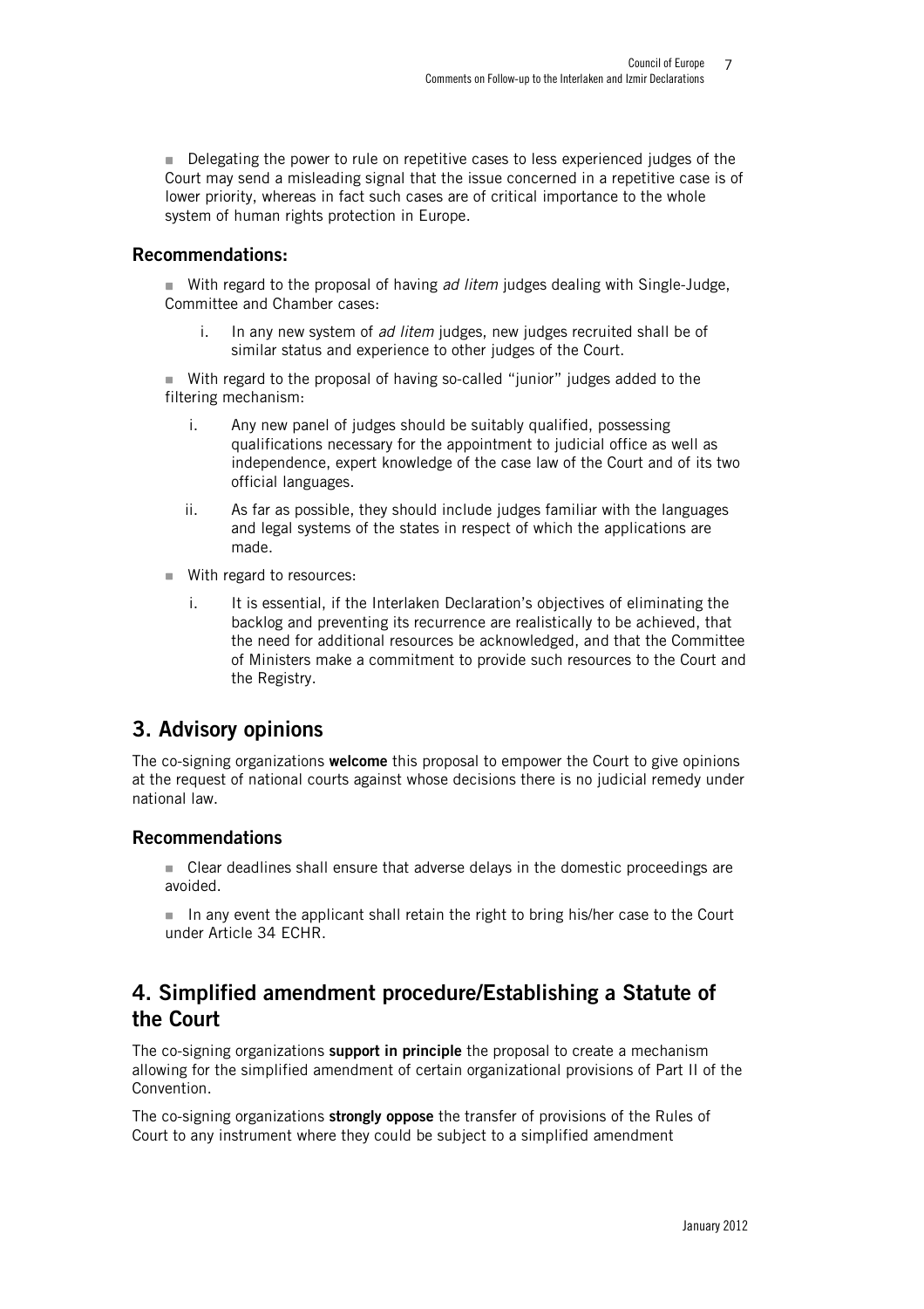- Delegating the power to rule on repetitive cases to less experienced judges of the Court may send a misleading signal that the issue concerned in a repetitive case is of lower priority, whereas in fact such cases are of critical importance to the whole system of human rights protection in Europe.

### Recommendations:

- With regard to the proposal of having *ad litem* judges dealing with Single-Judge, Committee and Chamber cases:
  i. In any new system of *ad litem* judges, new judges recruited shall be of similar status and experience to other judges of the Court.
- With regard to the proposal of having so-called "junior" judges added to the filtering mechanism:
  i. Any new panel of judges should be suitably qualified, possessing qualifications necessary for the appointment to judicial office as well as independence, expert knowledge of the case law of the Court and of its two official languages.
  ii. As far as possible, they should include judges familiar with the languages and legal systems of the states in respect of which the applications are made.
- With regard to resources:
  i. It is essential, if the Interlaken Declaration's objectives of eliminating the backlog and preventing its recurrence are realistically to be achieved, that the need for additional resources be acknowledged, and that the Committee of Ministers make a commitment to provide such resources to the Court and the Registry.

## 3. Advisory opinions

The co-signing organizations **welcome** this proposal to empower the Court to give opinions at the request of national courts against whose decisions there is no judicial remedy under national law.

### Recommendations

- Clear deadlines shall ensure that adverse delays in the domestic proceedings are avoided.
- In any event the applicant shall retain the right to bring his/her case to the Court under Article 34 ECHR.

## 4. Simplified amendment procedure/Establishing a Statute of the Court

The co-signing organizations **support in principle** the proposal to create a mechanism allowing for the simplified amendment of certain organizational provisions of Part II of the Convention.

The co-signing organizations **strongly oppose** the transfer of provisions of the Rules of Court to any instrument where they could be subject to a simplified amendment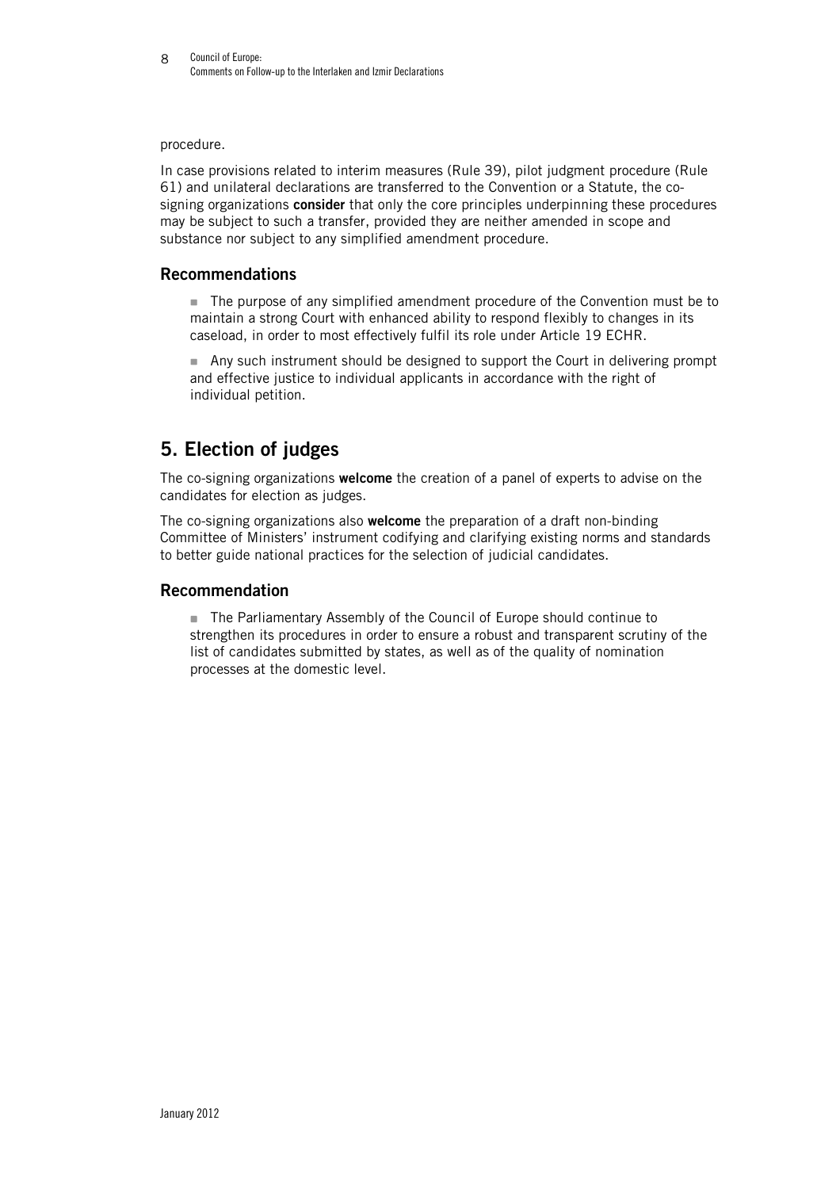procedure.

In case provisions related to interim measures (Rule 39), pilot judgment procedure (Rule 61) and unilateral declarations are transferred to the Convention or a Statute, the co-signing organizations **consider** that only the core principles underpinning these procedures may be subject to such a transfer, provided they are neither amended in scope and substance nor subject to any simplified amendment procedure.

### Recommendations

- The purpose of any simplified amendment procedure of the Convention must be to maintain a strong Court with enhanced ability to respond flexibly to changes in its caseload, in order to most effectively fulfil its role under Article 19 ECHR.
- Any such instrument should be designed to support the Court in delivering prompt and effective justice to individual applicants in accordance with the right of individual petition.

## 5. Election of judges

The co-signing organizations **welcome** the creation of a panel of experts to advise on the candidates for election as judges.

The co-signing organizations also **welcome** the preparation of a draft non-binding Committee of Ministers' instrument codifying and clarifying existing norms and standards to better guide national practices for the selection of judicial candidates.

### Recommendation

- The Parliamentary Assembly of the Council of Europe should continue to strengthen its procedures in order to ensure a robust and transparent scrutiny of the list of candidates submitted by states, as well as of the quality of nomination processes at the domestic level.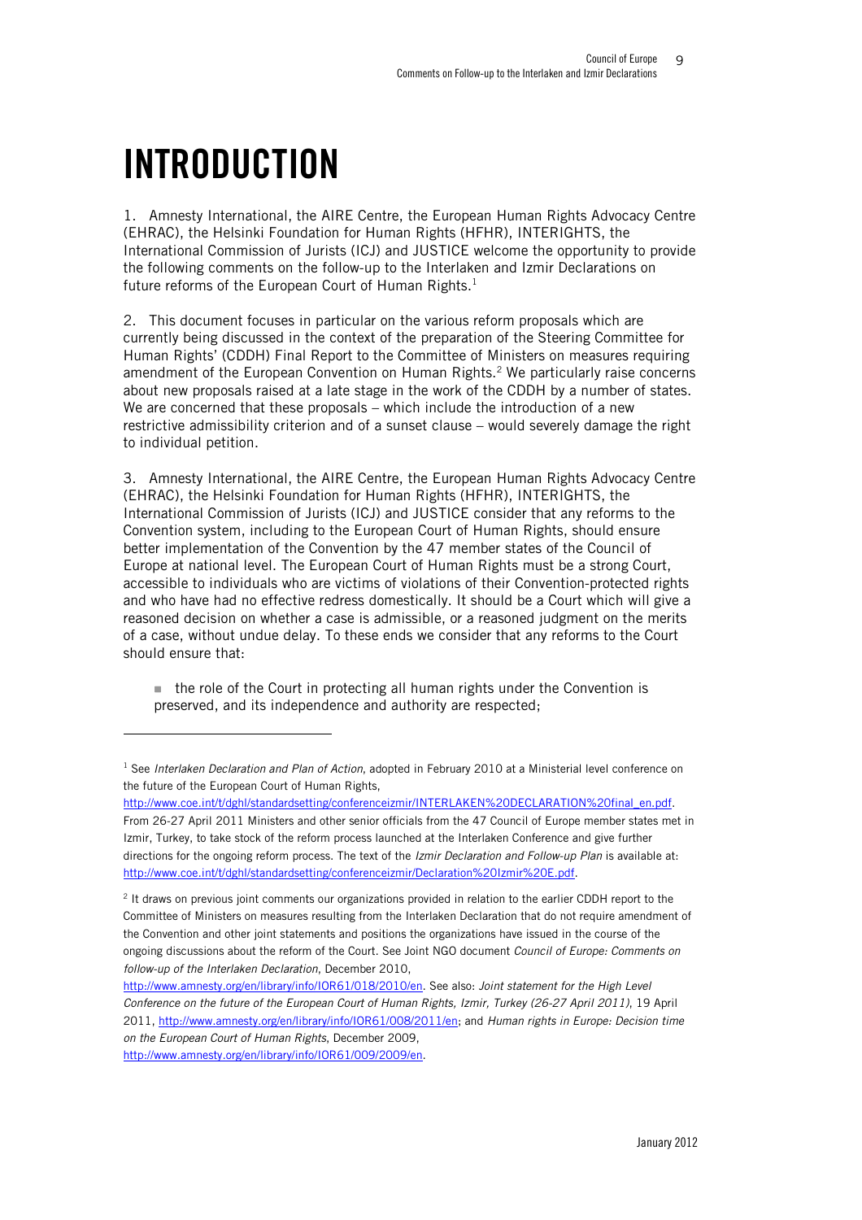# INTRODUCTION

1. Amnesty International, the AIRE Centre, the European Human Rights Advocacy Centre (EHRAC), the Helsinki Foundation for Human Rights (HFHR), INTERIGHTS, the International Commission of Jurists (ICJ) and JUSTICE welcome the opportunity to provide the following comments on the follow-up to the Interlaken and Izmir Declarations on future reforms of the European Court of Human Rights.[1]

2. This document focuses in particular on the various reform proposals which are currently being discussed in the context of the preparation of the Steering Committee for Human Rights' (CDDH) Final Report to the Committee of Ministers on measures requiring amendment of the European Convention on Human Rights.[2] We particularly raise concerns about new proposals raised at a late stage in the work of the CDDH by a number of states. We are concerned that these proposals – which include the introduction of a new restrictive admissibility criterion and of a sunset clause – would severely damage the right to individual petition.

3. Amnesty International, the AIRE Centre, the European Human Rights Advocacy Centre (EHRAC), the Helsinki Foundation for Human Rights (HFHR), INTERIGHTS, the International Commission of Jurists (ICJ) and JUSTICE consider that any reforms to the Convention system, including to the European Court of Human Rights, should ensure better implementation of the Convention by the 47 member states of the Council of Europe at national level. The European Court of Human Rights must be a strong Court, accessible to individuals who are victims of violations of their Convention-protected rights and who have had no effective redress domestically. It should be a Court which will give a reasoned decision on whether a case is admissible, or a reasoned judgment on the merits of a case, without undue delay. To these ends we consider that any reforms to the Court should ensure that:

- the role of the Court in protecting all human rights under the Convention is preserved, and its independence and authority are respected;

---

[1] See *Interlaken Declaration and Plan of Action*, adopted in February 2010 at a Ministerial level conference on the future of the European Court of Human Rights, http://www.coe.int/t/dghl/standardsetting/conferenceizmir/INTERLAKEN%20DECLARATION%20final_en.pdf. From 26-27 April 2011 Ministers and other senior officials from the 47 Council of Europe member states met in Izmir, Turkey, to take stock of the reform process launched at the Interlaken Conference and give further directions for the ongoing reform process. The text of the *Izmir Declaration and Follow-up Plan* is available at: http://www.coe.int/t/dghl/standardsetting/conferenceizmir/Declaration%20Izmir%20E.pdf.

[2] It draws on previous joint comments our organizations provided in relation to the earlier CDDH report to the Committee of Ministers on measures resulting from the Interlaken Declaration that do not require amendment of the Convention and other joint statements and positions the organizations have issued in the course of the ongoing discussions about the reform of the Court. See Joint NGO document *Council of Europe: Comments on follow-up of the Interlaken Declaration*, December 2010, http://www.amnesty.org/en/library/info/IOR61/018/2010/en. See also: *Joint statement for the High Level Conference on the future of the European Court of Human Rights, Izmir, Turkey (26-27 April 2011)*, 19 April 2011, http://www.amnesty.org/en/library/info/IOR61/008/2011/en; and *Human rights in Europe: Decision time on the European Court of Human Rights*, December 2009, http://www.amnesty.org/en/library/info/IOR61/009/2009/en.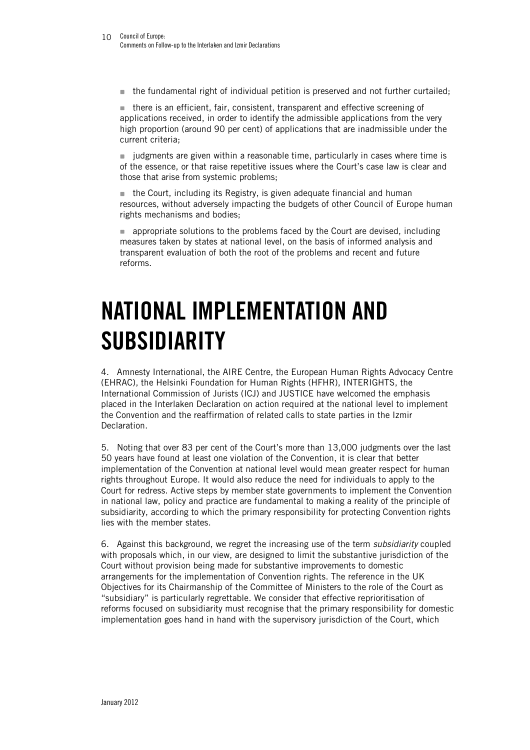- the fundamental right of individual petition is preserved and not further curtailed;
- there is an efficient, fair, consistent, transparent and effective screening of applications received, in order to identify the admissible applications from the very high proportion (around 90 per cent) of applications that are inadmissible under the current criteria;
- judgments are given within a reasonable time, particularly in cases where time is of the essence, or that raise repetitive issues where the Court's case law is clear and those that arise from systemic problems;
- the Court, including its Registry, is given adequate financial and human resources, without adversely impacting the budgets of other Council of Europe human rights mechanisms and bodies;
- appropriate solutions to the problems faced by the Court are devised, including measures taken by states at national level, on the basis of informed analysis and transparent evaluation of both the root of the problems and recent and future reforms.

# NATIONAL IMPLEMENTATION AND SUBSIDIARITY

4. Amnesty International, the AIRE Centre, the European Human Rights Advocacy Centre (EHRAC), the Helsinki Foundation for Human Rights (HFHR), INTERIGHTS, the International Commission of Jurists (ICJ) and JUSTICE have welcomed the emphasis placed in the Interlaken Declaration on action required at the national level to implement the Convention and the reaffirmation of related calls to state parties in the Izmir Declaration.

5. Noting that over 83 per cent of the Court's more than 13,000 judgments over the last 50 years have found at least one violation of the Convention, it is clear that better implementation of the Convention at national level would mean greater respect for human rights throughout Europe. It would also reduce the need for individuals to apply to the Court for redress. Active steps by member state governments to implement the Convention in national law, policy and practice are fundamental to making a reality of the principle of subsidiarity, according to which the primary responsibility for protecting Convention rights lies with the member states.

6. Against this background, we regret the increasing use of the term *subsidiarity* coupled with proposals which, in our view, are designed to limit the substantive jurisdiction of the Court without provision being made for substantive improvements to domestic arrangements for the implementation of Convention rights. The reference in the UK Objectives for its Chairmanship of the Committee of Ministers to the role of the Court as "subsidiary" is particularly regrettable. We consider that effective reprioritisation of reforms focused on subsidiarity must recognise that the primary responsibility for domestic implementation goes hand in hand with the supervisory jurisdiction of the Court, which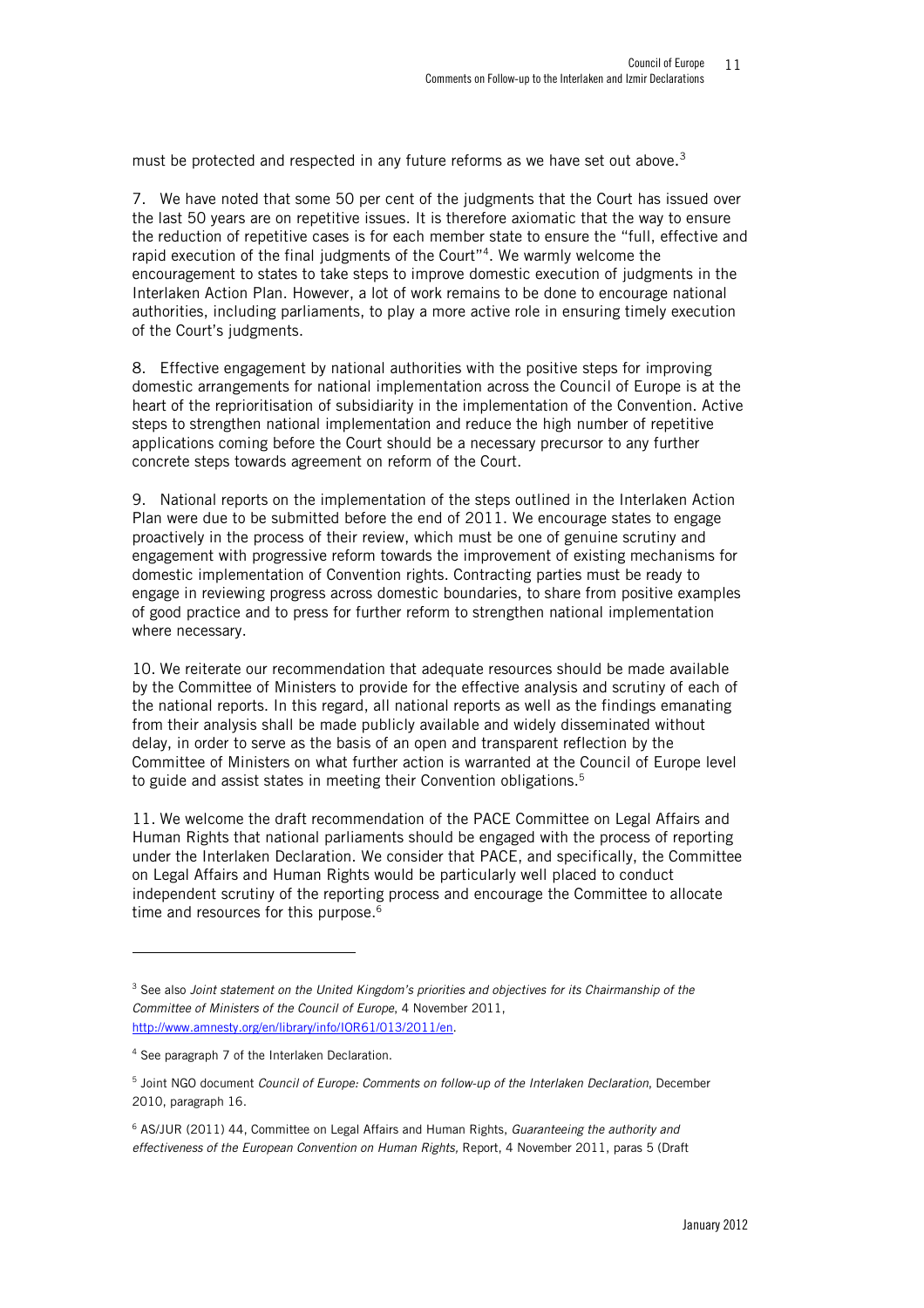must be protected and respected in any future reforms as we have set out above.[3]

7. We have noted that some 50 per cent of the judgments that the Court has issued over the last 50 years are on repetitive issues. It is therefore axiomatic that the way to ensure the reduction of repetitive cases is for each member state to ensure the "full, effective and rapid execution of the final judgments of the Court"[4]. We warmly welcome the encouragement to states to take steps to improve domestic execution of judgments in the Interlaken Action Plan. However, a lot of work remains to be done to encourage national authorities, including parliaments, to play a more active role in ensuring timely execution of the Court's judgments.

8. Effective engagement by national authorities with the positive steps for improving domestic arrangements for national implementation across the Council of Europe is at the heart of the reprioritisation of subsidiarity in the implementation of the Convention. Active steps to strengthen national implementation and reduce the high number of repetitive applications coming before the Court should be a necessary precursor to any further concrete steps towards agreement on reform of the Court.

9. National reports on the implementation of the steps outlined in the Interlaken Action Plan were due to be submitted before the end of 2011. We encourage states to engage proactively in the process of their review, which must be one of genuine scrutiny and engagement with progressive reform towards the improvement of existing mechanisms for domestic implementation of Convention rights. Contracting parties must be ready to engage in reviewing progress across domestic boundaries, to share from positive examples of good practice and to press for further reform to strengthen national implementation where necessary.

10. We reiterate our recommendation that adequate resources should be made available by the Committee of Ministers to provide for the effective analysis and scrutiny of each of the national reports. In this regard, all national reports as well as the findings emanating from their analysis shall be made publicly available and widely disseminated without delay, in order to serve as the basis of an open and transparent reflection by the Committee of Ministers on what further action is warranted at the Council of Europe level to guide and assist states in meeting their Convention obligations.[5]

11. We welcome the draft recommendation of the PACE Committee on Legal Affairs and Human Rights that national parliaments should be engaged with the process of reporting under the Interlaken Declaration. We consider that PACE, and specifically, the Committee on Legal Affairs and Human Rights would be particularly well placed to conduct independent scrutiny of the reporting process and encourage the Committee to allocate time and resources for this purpose.[6]

---

[3] See also *Joint statement on the United Kingdom's priorities and objectives for its Chairmanship of the Committee of Ministers of the Council of Europe*, 4 November 2011, http://www.amnesty.org/en/library/info/IOR61/013/2011/en.

[4] See paragraph 7 of the Interlaken Declaration.

[5] Joint NGO document *Council of Europe: Comments on follow-up of the Interlaken Declaration*, December 2010, paragraph 16.

[6] AS/JUR (2011) 44, Committee on Legal Affairs and Human Rights, *Guaranteeing the authority and effectiveness of the European Convention on Human Rights,* Report, 4 November 2011, paras 5 (Draft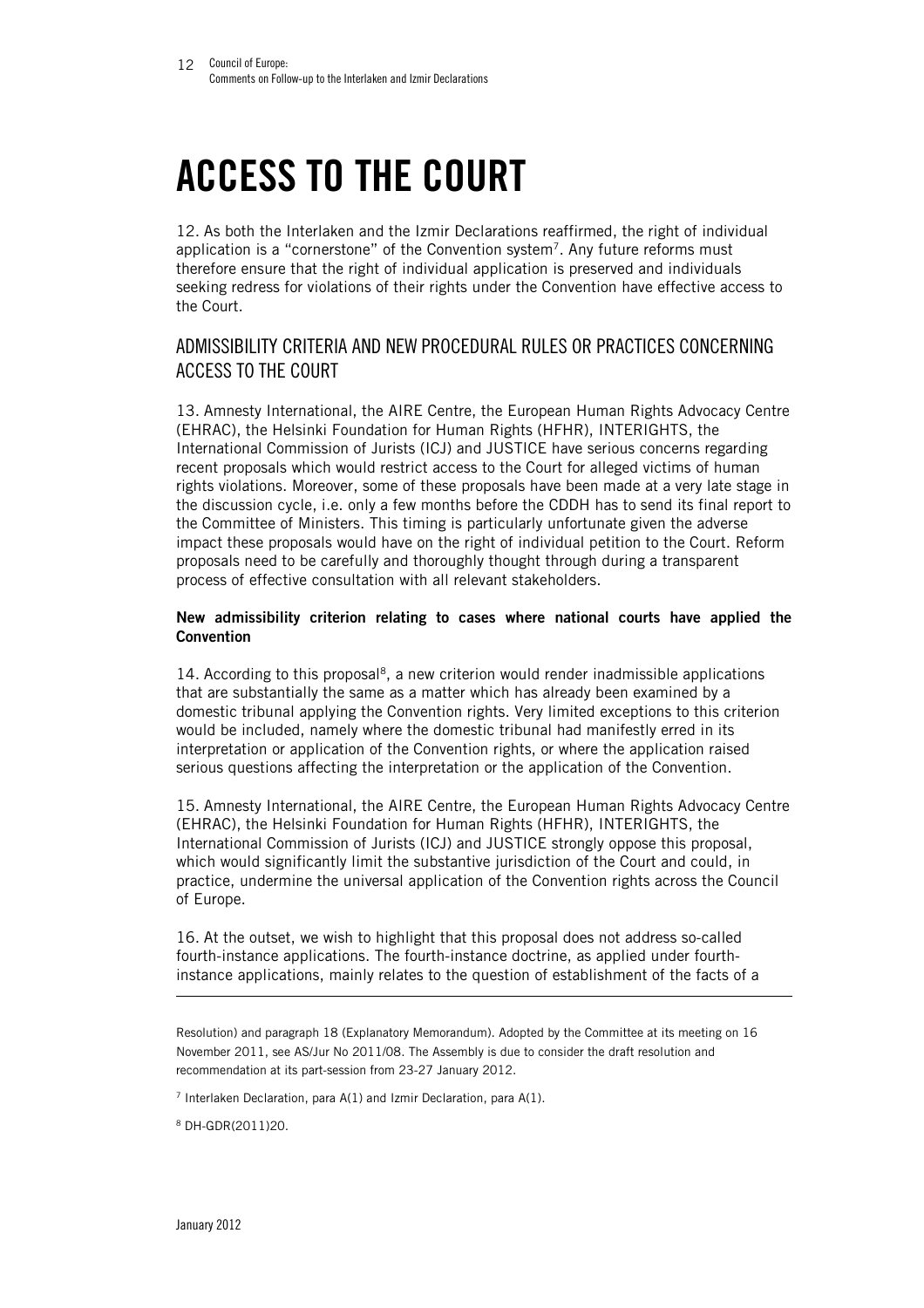# ACCESS TO THE COURT

12. As both the Interlaken and the Izmir Declarations reaffirmed, the right of individual application is a "cornerstone" of the Convention system[7]. Any future reforms must therefore ensure that the right of individual application is preserved and individuals seeking redress for violations of their rights under the Convention have effective access to the Court.

## ADMISSIBILITY CRITERIA AND NEW PROCEDURAL RULES OR PRACTICES CONCERNING ACCESS TO THE COURT

13. Amnesty International, the AIRE Centre, the European Human Rights Advocacy Centre (EHRAC), the Helsinki Foundation for Human Rights (HFHR), INTERIGHTS, the International Commission of Jurists (ICJ) and JUSTICE have serious concerns regarding recent proposals which would restrict access to the Court for alleged victims of human rights violations. Moreover, some of these proposals have been made at a very late stage in the discussion cycle, i.e. only a few months before the CDDH has to send its final report to the Committee of Ministers. This timing is particularly unfortunate given the adverse impact these proposals would have on the right of individual petition to the Court. Reform proposals need to be carefully and thoroughly thought through during a transparent process of effective consultation with all relevant stakeholders.

**New admissibility criterion relating to cases where national courts have applied the Convention**

14. According to this proposal[8], a new criterion would render inadmissible applications that are substantially the same as a matter which has already been examined by a domestic tribunal applying the Convention rights. Very limited exceptions to this criterion would be included, namely where the domestic tribunal had manifestly erred in its interpretation or application of the Convention rights, or where the application raised serious questions affecting the interpretation or the application of the Convention.

15. Amnesty International, the AIRE Centre, the European Human Rights Advocacy Centre (EHRAC), the Helsinki Foundation for Human Rights (HFHR), INTERIGHTS, the International Commission of Jurists (ICJ) and JUSTICE strongly oppose this proposal, which would significantly limit the substantive jurisdiction of the Court and could, in practice, undermine the universal application of the Convention rights across the Council of Europe.

16. At the outset, we wish to highlight that this proposal does not address so-called fourth-instance applications. The fourth-instance doctrine, as applied under fourth-instance applications, mainly relates to the question of establishment of the facts of a

---

Resolution) and paragraph 18 (Explanatory Memorandum). Adopted by the Committee at its meeting on 16 November 2011, see AS/Jur No 2011/08. The Assembly is due to consider the draft resolution and recommendation at its part-session from 23-27 January 2012.

[7] Interlaken Declaration, para A(1) and Izmir Declaration, para A(1).

[8] DH-GDR(2011)20.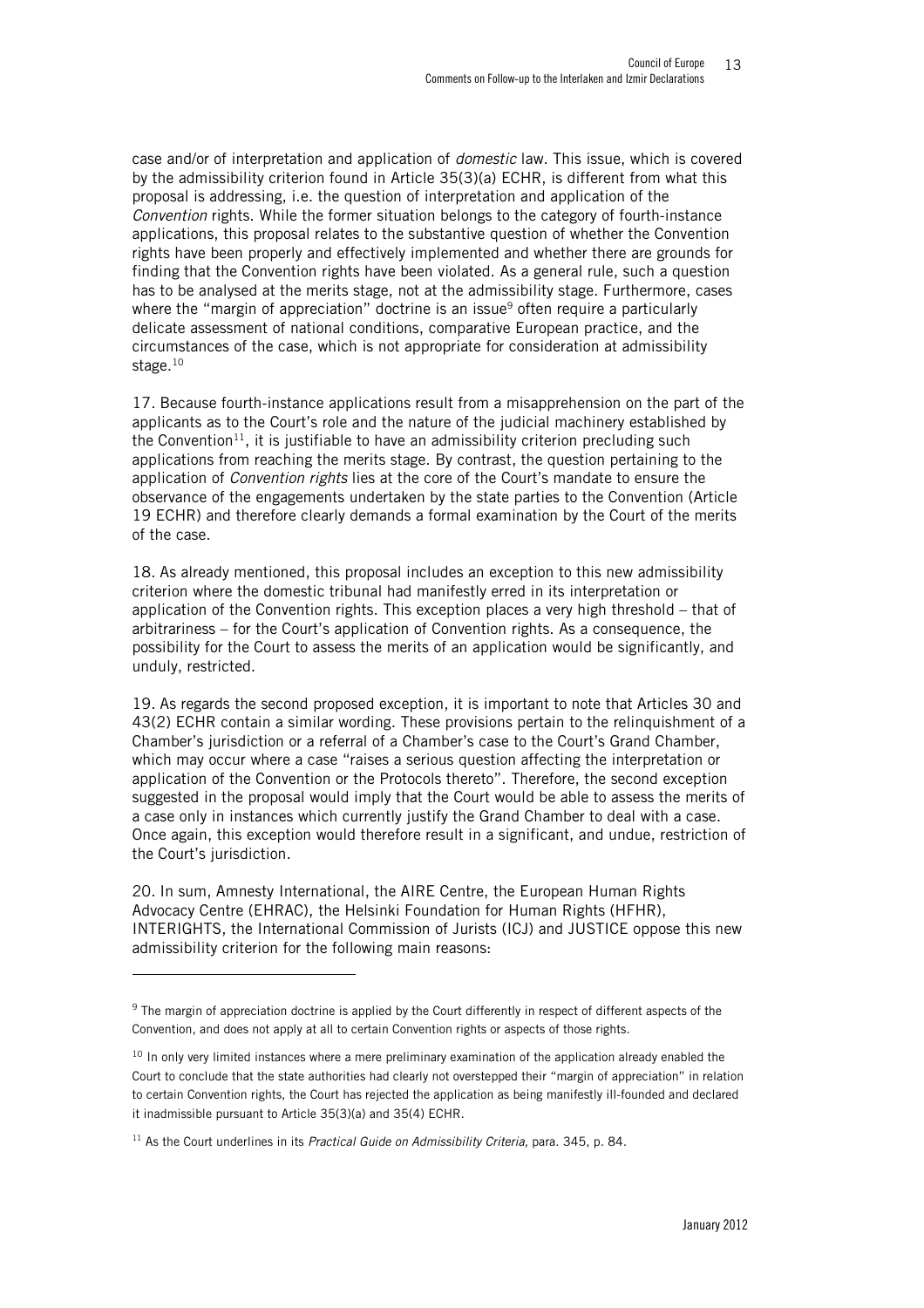case and/or of interpretation and application of *domestic* law. This issue, which is covered by the admissibility criterion found in Article 35(3)(a) ECHR, is different from what this proposal is addressing, i.e. the question of interpretation and application of the *Convention* rights. While the former situation belongs to the category of fourth-instance applications, this proposal relates to the substantive question of whether the Convention rights have been properly and effectively implemented and whether there are grounds for finding that the Convention rights have been violated. As a general rule, such a question has to be analysed at the merits stage, not at the admissibility stage. Furthermore, cases where the "margin of appreciation" doctrine is an issue[9] often require a particularly delicate assessment of national conditions, comparative European practice, and the circumstances of the case, which is not appropriate for consideration at admissibility stage.[10]

17. Because fourth-instance applications result from a misapprehension on the part of the applicants as to the Court's role and the nature of the judicial machinery established by the Convention[11], it is justifiable to have an admissibility criterion precluding such applications from reaching the merits stage. By contrast, the question pertaining to the application of *Convention rights* lies at the core of the Court's mandate to ensure the observance of the engagements undertaken by the state parties to the Convention (Article 19 ECHR) and therefore clearly demands a formal examination by the Court of the merits of the case.

18. As already mentioned, this proposal includes an exception to this new admissibility criterion where the domestic tribunal had manifestly erred in its interpretation or application of the Convention rights. This exception places a very high threshold – that of arbitrariness – for the Court's application of Convention rights. As a consequence, the possibility for the Court to assess the merits of an application would be significantly, and unduly, restricted.

19. As regards the second proposed exception, it is important to note that Articles 30 and 43(2) ECHR contain a similar wording. These provisions pertain to the relinquishment of a Chamber's jurisdiction or a referral of a Chamber's case to the Court's Grand Chamber, which may occur where a case "raises a serious question affecting the interpretation or application of the Convention or the Protocols thereto". Therefore, the second exception suggested in the proposal would imply that the Court would be able to assess the merits of a case only in instances which currently justify the Grand Chamber to deal with a case. Once again, this exception would therefore result in a significant, and undue, restriction of the Court's jurisdiction.

20. In sum, Amnesty International, the AIRE Centre, the European Human Rights Advocacy Centre (EHRAC), the Helsinki Foundation for Human Rights (HFHR), INTERIGHTS, the International Commission of Jurists (ICJ) and JUSTICE oppose this new admissibility criterion for the following main reasons:

---

[9] The margin of appreciation doctrine is applied by the Court differently in respect of different aspects of the Convention, and does not apply at all to certain Convention rights or aspects of those rights.

[10] In only very limited instances where a mere preliminary examination of the application already enabled the Court to conclude that the state authorities had clearly not overstepped their "margin of appreciation" in relation to certain Convention rights, the Court has rejected the application as being manifestly ill-founded and declared it inadmissible pursuant to Article 35(3)(a) and 35(4) ECHR.

[11] As the Court underlines in its *Practical Guide on Admissibility Criteria*, para. 345, p. 84.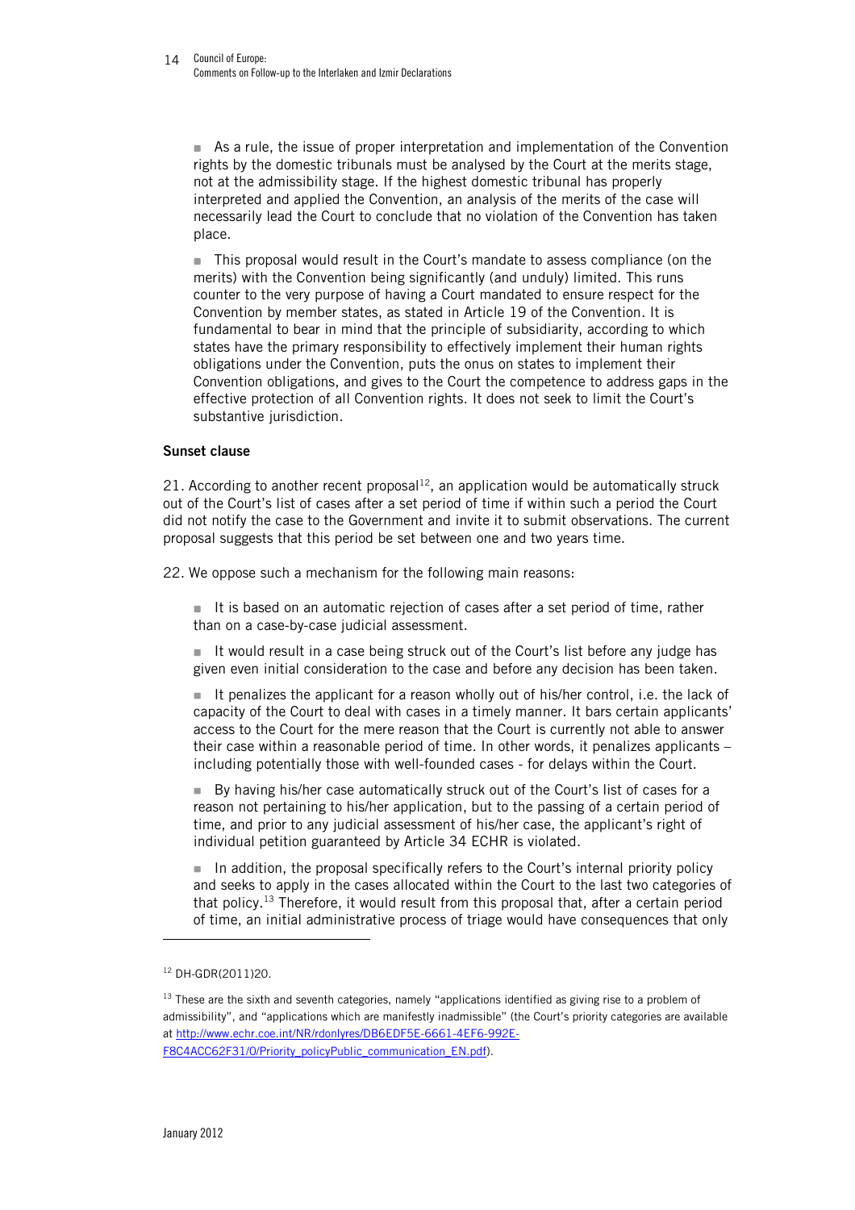- As a rule, the issue of proper interpretation and implementation of the Convention rights by the domestic tribunals must be analysed by the Court at the merits stage, not at the admissibility stage. If the highest domestic tribunal has properly interpreted and applied the Convention, an analysis of the merits of the case will necessarily lead the Court to conclude that no violation of the Convention has taken place.

- This proposal would result in the Court's mandate to assess compliance (on the merits) with the Convention being significantly (and unduly) limited. This runs counter to the very purpose of having a Court mandated to ensure respect for the Convention by member states, as stated in Article 19 of the Convention. It is fundamental to bear in mind that the principle of subsidiarity, according to which states have the primary responsibility to effectively implement their human rights obligations under the Convention, puts the onus on states to implement their Convention obligations, and gives to the Court the competence to address gaps in the effective protection of all Convention rights. It does not seek to limit the Court's substantive jurisdiction.

**Sunset clause**

21. According to another recent proposal[12], an application would be automatically struck out of the Court's list of cases after a set period of time if within such a period the Court did not notify the case to the Government and invite it to submit observations. The current proposal suggests that this period be set between one and two years time.

22. We oppose such a mechanism for the following main reasons:

- It is based on an automatic rejection of cases after a set period of time, rather than on a case-by-case judicial assessment.

- It would result in a case being struck out of the Court's list before any judge has given even initial consideration to the case and before any decision has been taken.

- It penalizes the applicant for a reason wholly out of his/her control, i.e. the lack of capacity of the Court to deal with cases in a timely manner. It bars certain applicants' access to the Court for the mere reason that the Court is currently not able to answer their case within a reasonable period of time. In other words, it penalizes applicants – including potentially those with well-founded cases - for delays within the Court.

- By having his/her case automatically struck out of the Court's list of cases for a reason not pertaining to his/her application, but to the passing of a certain period of time, and prior to any judicial assessment of his/her case, the applicant's right of individual petition guaranteed by Article 34 ECHR is violated.

- In addition, the proposal specifically refers to the Court's internal priority policy and seeks to apply in the cases allocated within the Court to the last two categories of that policy.[13] Therefore, it would result from this proposal that, after a certain period of time, an initial administrative process of triage would have consequences that only

---

[12] DH-GDR(2011)20.

[13] These are the sixth and seventh categories, namely "applications identified as giving rise to a problem of admissibility", and "applications which are manifestly inadmissible" (the Court's priority categories are available at http://www.echr.coe.int/NR/rdonlyres/DB6EDF5E-6661-4EF6-992E-F8C4ACC62F31/0/Priority_policyPublic_communication_EN.pdf).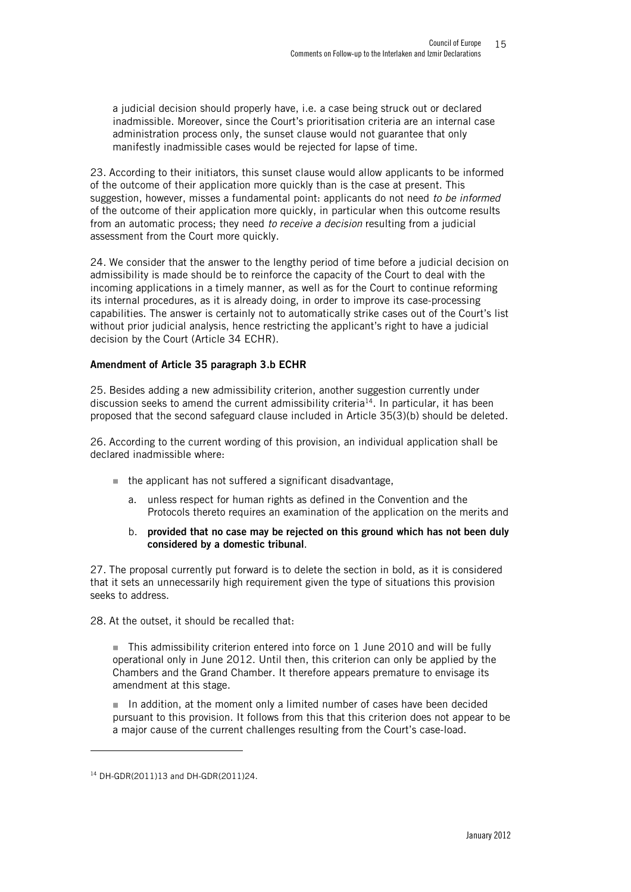a judicial decision should properly have, i.e. a case being struck out or declared inadmissible. Moreover, since the Court's prioritisation criteria are an internal case administration process only, the sunset clause would not guarantee that only manifestly inadmissible cases would be rejected for lapse of time.

23. According to their initiators, this sunset clause would allow applicants to be informed of the outcome of their application more quickly than is the case at present. This suggestion, however, misses a fundamental point: applicants do not need *to be informed* of the outcome of their application more quickly, in particular when this outcome results from an automatic process; they need *to receive a decision* resulting from a judicial assessment from the Court more quickly.

24. We consider that the answer to the lengthy period of time before a judicial decision on admissibility is made should be to reinforce the capacity of the Court to deal with the incoming applications in a timely manner, as well as for the Court to continue reforming its internal procedures, as it is already doing, in order to improve its case-processing capabilities. The answer is certainly not to automatically strike cases out of the Court's list without prior judicial analysis, hence restricting the applicant's right to have a judicial decision by the Court (Article 34 ECHR).

**Amendment of Article 35 paragraph 3.b ECHR**

25. Besides adding a new admissibility criterion, another suggestion currently under discussion seeks to amend the current admissibility criteria[14]. In particular, it has been proposed that the second safeguard clause included in Article 35(3)(b) should be deleted.

26. According to the current wording of this provision, an individual application shall be declared inadmissible where:

- the applicant has not suffered a significant disadvantage,
  a. unless respect for human rights as defined in the Convention and the Protocols thereto requires an examination of the application on the merits and
  b. **provided that no case may be rejected on this ground which has not been duly considered by a domestic tribunal**.

27. The proposal currently put forward is to delete the section in bold, as it is considered that it sets an unnecessarily high requirement given the type of situations this provision seeks to address.

28. At the outset, it should be recalled that:

- This admissibility criterion entered into force on 1 June 2010 and will be fully operational only in June 2012. Until then, this criterion can only be applied by the Chambers and the Grand Chamber. It therefore appears premature to envisage its amendment at this stage.

- In addition, at the moment only a limited number of cases have been decided pursuant to this provision. It follows from this that this criterion does not appear to be a major cause of the current challenges resulting from the Court's case-load.

[14] DH-GDR(2011)13 and DH-GDR(2011)24.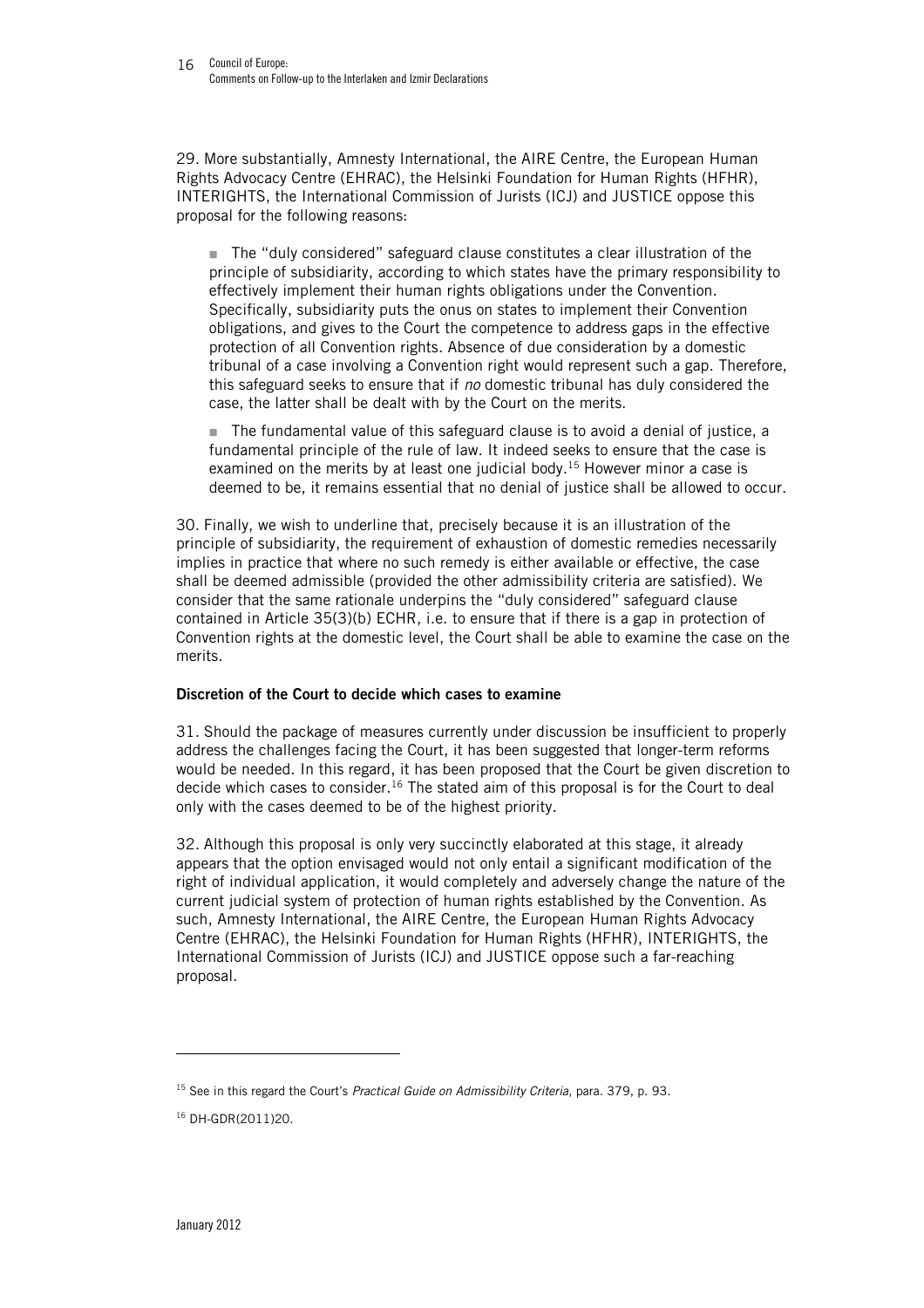29. More substantially, Amnesty International, the AIRE Centre, the European Human Rights Advocacy Centre (EHRAC), the Helsinki Foundation for Human Rights (HFHR), INTERIGHTS, the International Commission of Jurists (ICJ) and JUSTICE oppose this proposal for the following reasons:

- The "duly considered" safeguard clause constitutes a clear illustration of the principle of subsidiarity, according to which states have the primary responsibility to effectively implement their human rights obligations under the Convention. Specifically, subsidiarity puts the onus on states to implement their Convention obligations, and gives to the Court the competence to address gaps in the effective protection of all Convention rights. Absence of due consideration by a domestic tribunal of a case involving a Convention right would represent such a gap. Therefore, this safeguard seeks to ensure that if *no* domestic tribunal has duly considered the case, the latter shall be dealt with by the Court on the merits.

- The fundamental value of this safeguard clause is to avoid a denial of justice, a fundamental principle of the rule of law. It indeed seeks to ensure that the case is examined on the merits by at least one judicial body.[15] However minor a case is deemed to be, it remains essential that no denial of justice shall be allowed to occur.

30. Finally, we wish to underline that, precisely because it is an illustration of the principle of subsidiarity, the requirement of exhaustion of domestic remedies necessarily implies in practice that where no such remedy is either available or effective, the case shall be deemed admissible (provided the other admissibility criteria are satisfied). We consider that the same rationale underpins the "duly considered" safeguard clause contained in Article 35(3)(b) ECHR, i.e. to ensure that if there is a gap in protection of Convention rights at the domestic level, the Court shall be able to examine the case on the merits.

**Discretion of the Court to decide which cases to examine**

31. Should the package of measures currently under discussion be insufficient to properly address the challenges facing the Court, it has been suggested that longer-term reforms would be needed. In this regard, it has been proposed that the Court be given discretion to decide which cases to consider.[16] The stated aim of this proposal is for the Court to deal only with the cases deemed to be of the highest priority.

32. Although this proposal is only very succinctly elaborated at this stage, it already appears that the option envisaged would not only entail a significant modification of the right of individual application, it would completely and adversely change the nature of the current judicial system of protection of human rights established by the Convention. As such, Amnesty International, the AIRE Centre, the European Human Rights Advocacy Centre (EHRAC), the Helsinki Foundation for Human Rights (HFHR), INTERIGHTS, the International Commission of Jurists (ICJ) and JUSTICE oppose such a far-reaching proposal.

---

[15] See in this regard the Court's *Practical Guide on Admissibility Criteria*, para. 379, p. 93.

[16] DH-GDR(2011)20.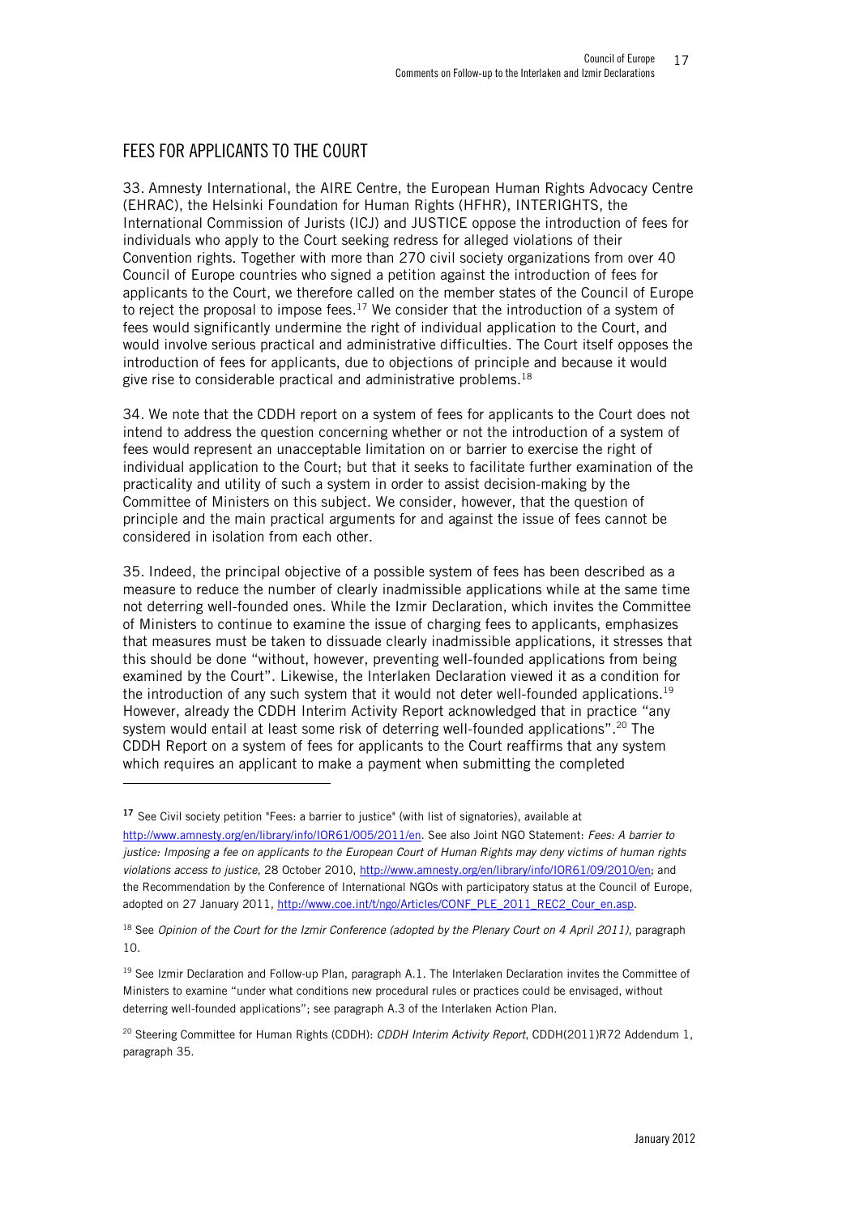## FEES FOR APPLICANTS TO THE COURT

33. Amnesty International, the AIRE Centre, the European Human Rights Advocacy Centre (EHRAC), the Helsinki Foundation for Human Rights (HFHR), INTERIGHTS, the International Commission of Jurists (ICJ) and JUSTICE oppose the introduction of fees for individuals who apply to the Court seeking redress for alleged violations of their Convention rights. Together with more than 270 civil society organizations from over 40 Council of Europe countries who signed a petition against the introduction of fees for applicants to the Court, we therefore called on the member states of the Council of Europe to reject the proposal to impose fees.[17] We consider that the introduction of a system of fees would significantly undermine the right of individual application to the Court, and would involve serious practical and administrative difficulties. The Court itself opposes the introduction of fees for applicants, due to objections of principle and because it would give rise to considerable practical and administrative problems.[18]

34. We note that the CDDH report on a system of fees for applicants to the Court does not intend to address the question concerning whether or not the introduction of a system of fees would represent an unacceptable limitation on or barrier to exercise the right of individual application to the Court; but that it seeks to facilitate further examination of the practicality and utility of such a system in order to assist decision-making by the Committee of Ministers on this subject. We consider, however, that the question of principle and the main practical arguments for and against the issue of fees cannot be considered in isolation from each other.

35. Indeed, the principal objective of a possible system of fees has been described as a measure to reduce the number of clearly inadmissible applications while at the same time not deterring well-founded ones. While the Izmir Declaration, which invites the Committee of Ministers to continue to examine the issue of charging fees to applicants, emphasizes that measures must be taken to dissuade clearly inadmissible applications, it stresses that this should be done "without, however, preventing well-founded applications from being examined by the Court". Likewise, the Interlaken Declaration viewed it as a condition for the introduction of any such system that it would not deter well-founded applications.[19] However, already the CDDH Interim Activity Report acknowledged that in practice "any system would entail at least some risk of deterring well-founded applications".[20] The CDDH Report on a system of fees for applicants to the Court reaffirms that any system which requires an applicant to make a payment when submitting the completed

---

[17] See Civil society petition "Fees: a barrier to justice" (with list of signatories), available at http://www.amnesty.org/en/library/info/IOR61/005/2011/en. See also Joint NGO Statement: *Fees: A barrier to justice: Imposing a fee on applicants to the European Court of Human Rights may deny victims of human rights violations access to justice*, 28 October 2010, http://www.amnesty.org/en/library/info/IOR61/09/2010/en; and the Recommendation by the Conference of International NGOs with participatory status at the Council of Europe, adopted on 27 January 2011, http://www.coe.int/t/ngo/Articles/CONF_PLE_2011_REC2_Cour_en.asp.

[18] See *Opinion of the Court for the Izmir Conference (adopted by the Plenary Court on 4 April 2011)*, paragraph 10.

[19] See Izmir Declaration and Follow-up Plan, paragraph A.1. The Interlaken Declaration invites the Committee of Ministers to examine "under what conditions new procedural rules or practices could be envisaged, without deterring well-founded applications"; see paragraph A.3 of the Interlaken Action Plan.

[20] Steering Committee for Human Rights (CDDH): *CDDH Interim Activity Report*, CDDH(2011)R72 Addendum 1, paragraph 35.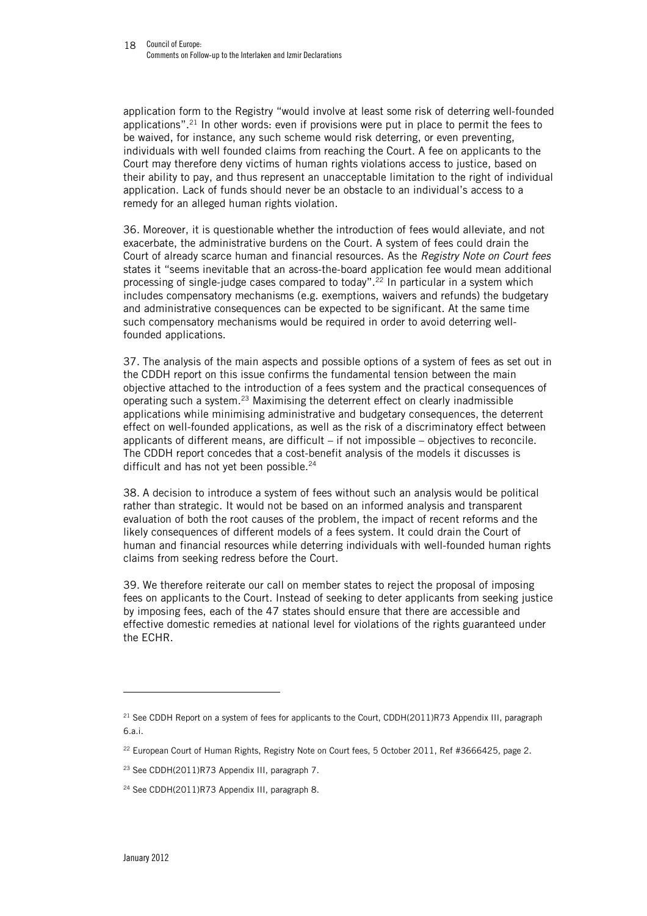application form to the Registry "would involve at least some risk of deterring well-founded applications".[21] In other words: even if provisions were put in place to permit the fees to be waived, for instance, any such scheme would risk deterring, or even preventing, individuals with well founded claims from reaching the Court. A fee on applicants to the Court may therefore deny victims of human rights violations access to justice, based on their ability to pay, and thus represent an unacceptable limitation to the right of individual application. Lack of funds should never be an obstacle to an individual's access to a remedy for an alleged human rights violation.

36. Moreover, it is questionable whether the introduction of fees would alleviate, and not exacerbate, the administrative burdens on the Court. A system of fees could drain the Court of already scarce human and financial resources. As the *Registry Note on Court fees* states it "seems inevitable that an across-the-board application fee would mean additional processing of single-judge cases compared to today".[22] In particular in a system which includes compensatory mechanisms (e.g. exemptions, waivers and refunds) the budgetary and administrative consequences can be expected to be significant. At the same time such compensatory mechanisms would be required in order to avoid deterring well-founded applications.

37. The analysis of the main aspects and possible options of a system of fees as set out in the CDDH report on this issue confirms the fundamental tension between the main objective attached to the introduction of a fees system and the practical consequences of operating such a system.[23] Maximising the deterrent effect on clearly inadmissible applications while minimising administrative and budgetary consequences, the deterrent effect on well-founded applications, as well as the risk of a discriminatory effect between applicants of different means, are difficult – if not impossible – objectives to reconcile. The CDDH report concedes that a cost-benefit analysis of the models it discusses is difficult and has not yet been possible.[24]

38. A decision to introduce a system of fees without such an analysis would be political rather than strategic. It would not be based on an informed analysis and transparent evaluation of both the root causes of the problem, the impact of recent reforms and the likely consequences of different models of a fees system. It could drain the Court of human and financial resources while deterring individuals with well-founded human rights claims from seeking redress before the Court.

39. We therefore reiterate our call on member states to reject the proposal of imposing fees on applicants to the Court. Instead of seeking to deter applicants from seeking justice by imposing fees, each of the 47 states should ensure that there are accessible and effective domestic remedies at national level for violations of the rights guaranteed under the ECHR.

---

[21] See CDDH Report on a system of fees for applicants to the Court, CDDH(2011)R73 Appendix III, paragraph 6.a.i.

[22] European Court of Human Rights, Registry Note on Court fees, 5 October 2011, Ref #3666425, page 2.

[23] See CDDH(2011)R73 Appendix III, paragraph 7.

[24] See CDDH(2011)R73 Appendix III, paragraph 8.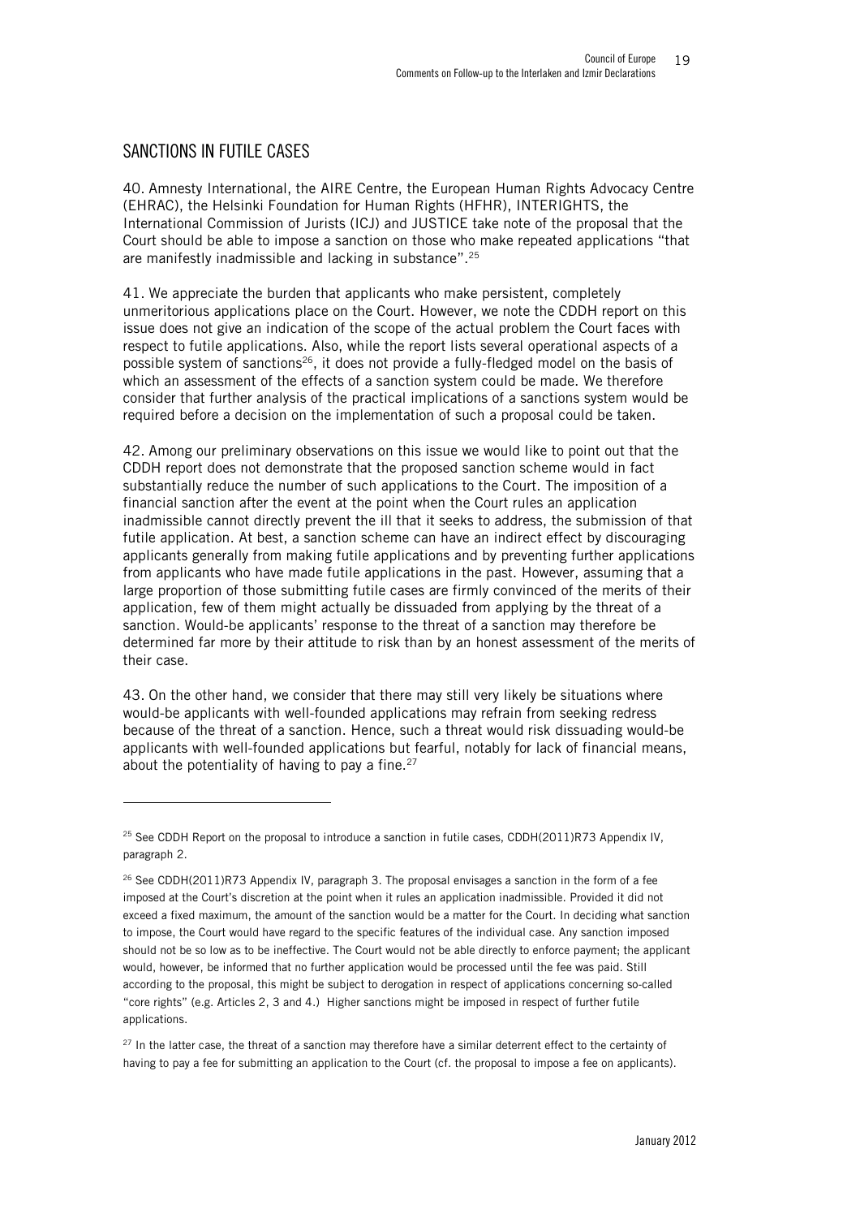## SANCTIONS IN FUTILE CASES

40. Amnesty International, the AIRE Centre, the European Human Rights Advocacy Centre (EHRAC), the Helsinki Foundation for Human Rights (HFHR), INTERIGHTS, the International Commission of Jurists (ICJ) and JUSTICE take note of the proposal that the Court should be able to impose a sanction on those who make repeated applications "that are manifestly inadmissible and lacking in substance".[25]

41. We appreciate the burden that applicants who make persistent, completely unmeritorious applications place on the Court. However, we note the CDDH report on this issue does not give an indication of the scope of the actual problem the Court faces with respect to futile applications. Also, while the report lists several operational aspects of a possible system of sanctions[26], it does not provide a fully-fledged model on the basis of which an assessment of the effects of a sanction system could be made. We therefore consider that further analysis of the practical implications of a sanctions system would be required before a decision on the implementation of such a proposal could be taken.

42. Among our preliminary observations on this issue we would like to point out that the CDDH report does not demonstrate that the proposed sanction scheme would in fact substantially reduce the number of such applications to the Court. The imposition of a financial sanction after the event at the point when the Court rules an application inadmissible cannot directly prevent the ill that it seeks to address, the submission of that futile application. At best, a sanction scheme can have an indirect effect by discouraging applicants generally from making futile applications and by preventing further applications from applicants who have made futile applications in the past. However, assuming that a large proportion of those submitting futile cases are firmly convinced of the merits of their application, few of them might actually be dissuaded from applying by the threat of a sanction. Would-be applicants' response to the threat of a sanction may therefore be determined far more by their attitude to risk than by an honest assessment of the merits of their case.

43. On the other hand, we consider that there may still very likely be situations where would-be applicants with well-founded applications may refrain from seeking redress because of the threat of a sanction. Hence, such a threat would risk dissuading would-be applicants with well-founded applications but fearful, notably for lack of financial means, about the potentiality of having to pay a fine.[27]

---

[25] See CDDH Report on the proposal to introduce a sanction in futile cases, CDDH(2011)R73 Appendix IV, paragraph 2.

[26] See CDDH(2011)R73 Appendix IV, paragraph 3. The proposal envisages a sanction in the form of a fee imposed at the Court's discretion at the point when it rules an application inadmissible. Provided it did not exceed a fixed maximum, the amount of the sanction would be a matter for the Court. In deciding what sanction to impose, the Court would have regard to the specific features of the individual case. Any sanction imposed should not be so low as to be ineffective. The Court would not be able directly to enforce payment; the applicant would, however, be informed that no further application would be processed until the fee was paid. Still according to the proposal, this might be subject to derogation in respect of applications concerning so-called "core rights" (e.g. Articles 2, 3 and 4.) Higher sanctions might be imposed in respect of further futile applications.

[27] In the latter case, the threat of a sanction may therefore have a similar deterrent effect to the certainty of having to pay a fee for submitting an application to the Court (cf. the proposal to impose a fee on applicants).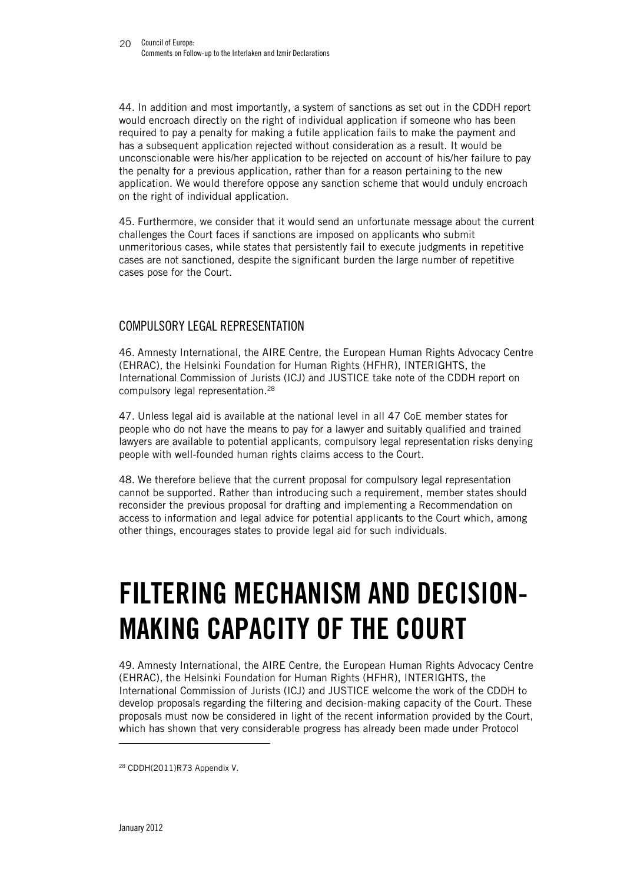44. In addition and most importantly, a system of sanctions as set out in the CDDH report would encroach directly on the right of individual application if someone who has been required to pay a penalty for making a futile application fails to make the payment and has a subsequent application rejected without consideration as a result. It would be unconscionable were his/her application to be rejected on account of his/her failure to pay the penalty for a previous application, rather than for a reason pertaining to the new application. We would therefore oppose any sanction scheme that would unduly encroach on the right of individual application.

45. Furthermore, we consider that it would send an unfortunate message about the current challenges the Court faces if sanctions are imposed on applicants who submit unmeritorious cases, while states that persistently fail to execute judgments in repetitive cases are not sanctioned, despite the significant burden the large number of repetitive cases pose for the Court.

## COMPULSORY LEGAL REPRESENTATION

46. Amnesty International, the AIRE Centre, the European Human Rights Advocacy Centre (EHRAC), the Helsinki Foundation for Human Rights (HFHR), INTERIGHTS, the International Commission of Jurists (ICJ) and JUSTICE take note of the CDDH report on compulsory legal representation.[28]

47. Unless legal aid is available at the national level in all 47 CoE member states for people who do not have the means to pay for a lawyer and suitably qualified and trained lawyers are available to potential applicants, compulsory legal representation risks denying people with well-founded human rights claims access to the Court.

48. We therefore believe that the current proposal for compulsory legal representation cannot be supported. Rather than introducing such a requirement, member states should reconsider the previous proposal for drafting and implementing a Recommendation on access to information and legal advice for potential applicants to the Court which, among other things, encourages states to provide legal aid for such individuals.

# FILTERING MECHANISM AND DECISION-MAKING CAPACITY OF THE COURT

49. Amnesty International, the AIRE Centre, the European Human Rights Advocacy Centre (EHRAC), the Helsinki Foundation for Human Rights (HFHR), INTERIGHTS, the International Commission of Jurists (ICJ) and JUSTICE welcome the work of the CDDH to develop proposals regarding the filtering and decision-making capacity of the Court. These proposals must now be considered in light of the recent information provided by the Court, which has shown that very considerable progress has already been made under Protocol

[28] CDDH(2011)R73 Appendix V.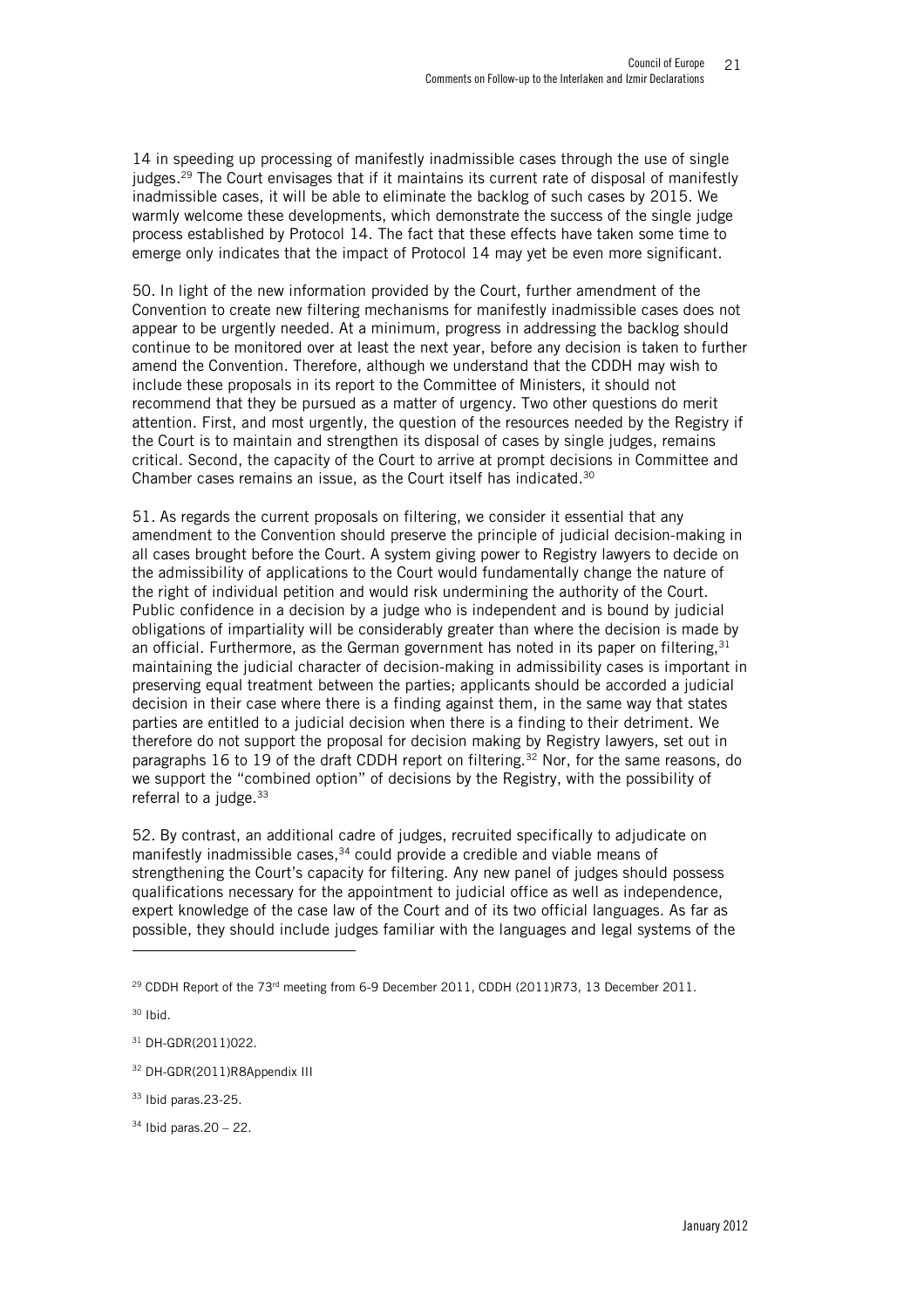14 in speeding up processing of manifestly inadmissible cases through the use of single judges.[29] The Court envisages that if it maintains its current rate of disposal of manifestly inadmissible cases, it will be able to eliminate the backlog of such cases by 2015. We warmly welcome these developments, which demonstrate the success of the single judge process established by Protocol 14. The fact that these effects have taken some time to emerge only indicates that the impact of Protocol 14 may yet be even more significant.

50. In light of the new information provided by the Court, further amendment of the Convention to create new filtering mechanisms for manifestly inadmissible cases does not appear to be urgently needed. At a minimum, progress in addressing the backlog should continue to be monitored over at least the next year, before any decision is taken to further amend the Convention. Therefore, although we understand that the CDDH may wish to include these proposals in its report to the Committee of Ministers, it should not recommend that they be pursued as a matter of urgency. Two other questions do merit attention. First, and most urgently, the question of the resources needed by the Registry if the Court is to maintain and strengthen its disposal of cases by single judges, remains critical. Second, the capacity of the Court to arrive at prompt decisions in Committee and Chamber cases remains an issue, as the Court itself has indicated.[30]

51. As regards the current proposals on filtering, we consider it essential that any amendment to the Convention should preserve the principle of judicial decision-making in all cases brought before the Court. A system giving power to Registry lawyers to decide on the admissibility of applications to the Court would fundamentally change the nature of the right of individual petition and would risk undermining the authority of the Court. Public confidence in a decision by a judge who is independent and is bound by judicial obligations of impartiality will be considerably greater than where the decision is made by an official. Furthermore, as the German government has noted in its paper on filtering,[31] maintaining the judicial character of decision-making in admissibility cases is important in preserving equal treatment between the parties; applicants should be accorded a judicial decision in their case where there is a finding against them, in the same way that states parties are entitled to a judicial decision when there is a finding to their detriment. We therefore do not support the proposal for decision making by Registry lawyers, set out in paragraphs 16 to 19 of the draft CDDH report on filtering.[32] Nor, for the same reasons, do we support the "combined option" of decisions by the Registry, with the possibility of referral to a judge.[33]

52. By contrast, an additional cadre of judges, recruited specifically to adjudicate on manifestly inadmissible cases,[34] could provide a credible and viable means of strengthening the Court's capacity for filtering. Any new panel of judges should possess qualifications necessary for the appointment to judicial office as well as independence, expert knowledge of the case law of the Court and of its two official languages. As far as possible, they should include judges familiar with the languages and legal systems of the

---

[29] CDDH Report of the 73rd meeting from 6-9 December 2011, CDDH (2011)R73, 13 December 2011.

[30] Ibid.

[31] DH-GDR(2011)022.

[32] DH-GDR(2011)R8Appendix III

[33] Ibid paras.23-25.

[34] Ibid paras.20 – 22.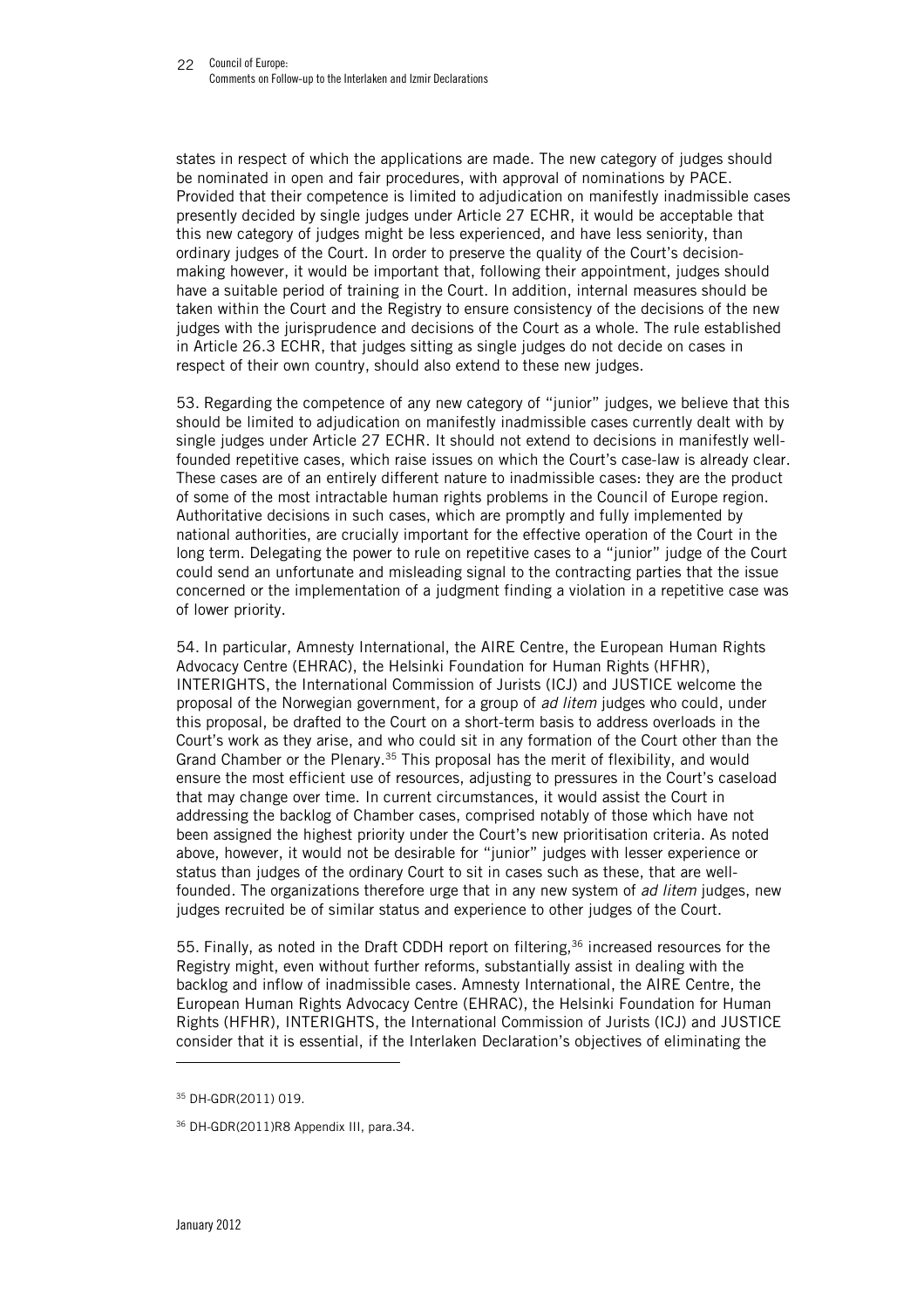states in respect of which the applications are made. The new category of judges should be nominated in open and fair procedures, with approval of nominations by PACE. Provided that their competence is limited to adjudication on manifestly inadmissible cases presently decided by single judges under Article 27 ECHR, it would be acceptable that this new category of judges might be less experienced, and have less seniority, than ordinary judges of the Court. In order to preserve the quality of the Court's decision-making however, it would be important that, following their appointment, judges should have a suitable period of training in the Court. In addition, internal measures should be taken within the Court and the Registry to ensure consistency of the decisions of the new judges with the jurisprudence and decisions of the Court as a whole. The rule established in Article 26.3 ECHR, that judges sitting as single judges do not decide on cases in respect of their own country, should also extend to these new judges.

53. Regarding the competence of any new category of "junior" judges, we believe that this should be limited to adjudication on manifestly inadmissible cases currently dealt with by single judges under Article 27 ECHR. It should not extend to decisions in manifestly well-founded repetitive cases, which raise issues on which the Court's case-law is already clear. These cases are of an entirely different nature to inadmissible cases: they are the product of some of the most intractable human rights problems in the Council of Europe region. Authoritative decisions in such cases, which are promptly and fully implemented by national authorities, are crucially important for the effective operation of the Court in the long term. Delegating the power to rule on repetitive cases to a "junior" judge of the Court could send an unfortunate and misleading signal to the contracting parties that the issue concerned or the implementation of a judgment finding a violation in a repetitive case was of lower priority.

54. In particular, Amnesty International, the AIRE Centre, the European Human Rights Advocacy Centre (EHRAC), the Helsinki Foundation for Human Rights (HFHR), INTERIGHTS, the International Commission of Jurists (ICJ) and JUSTICE welcome the proposal of the Norwegian government, for a group of *ad litem* judges who could, under this proposal, be drafted to the Court on a short-term basis to address overloads in the Court's work as they arise, and who could sit in any formation of the Court other than the Grand Chamber or the Plenary.[35] This proposal has the merit of flexibility, and would ensure the most efficient use of resources, adjusting to pressures in the Court's caseload that may change over time. In current circumstances, it would assist the Court in addressing the backlog of Chamber cases, comprised notably of those which have not been assigned the highest priority under the Court's new prioritisation criteria. As noted above, however, it would not be desirable for "junior" judges with lesser experience or status than judges of the ordinary Court to sit in cases such as these, that are well-founded. The organizations therefore urge that in any new system of *ad litem* judges, new judges recruited be of similar status and experience to other judges of the Court.

55. Finally, as noted in the Draft CDDH report on filtering,[36] increased resources for the Registry might, even without further reforms, substantially assist in dealing with the backlog and inflow of inadmissible cases. Amnesty International, the AIRE Centre, the European Human Rights Advocacy Centre (EHRAC), the Helsinki Foundation for Human Rights (HFHR), INTERIGHTS, the International Commission of Jurists (ICJ) and JUSTICE consider that it is essential, if the Interlaken Declaration's objectives of eliminating the

---

[35] DH-GDR(2011) 019.

[36] DH-GDR(2011)R8 Appendix III, para.34.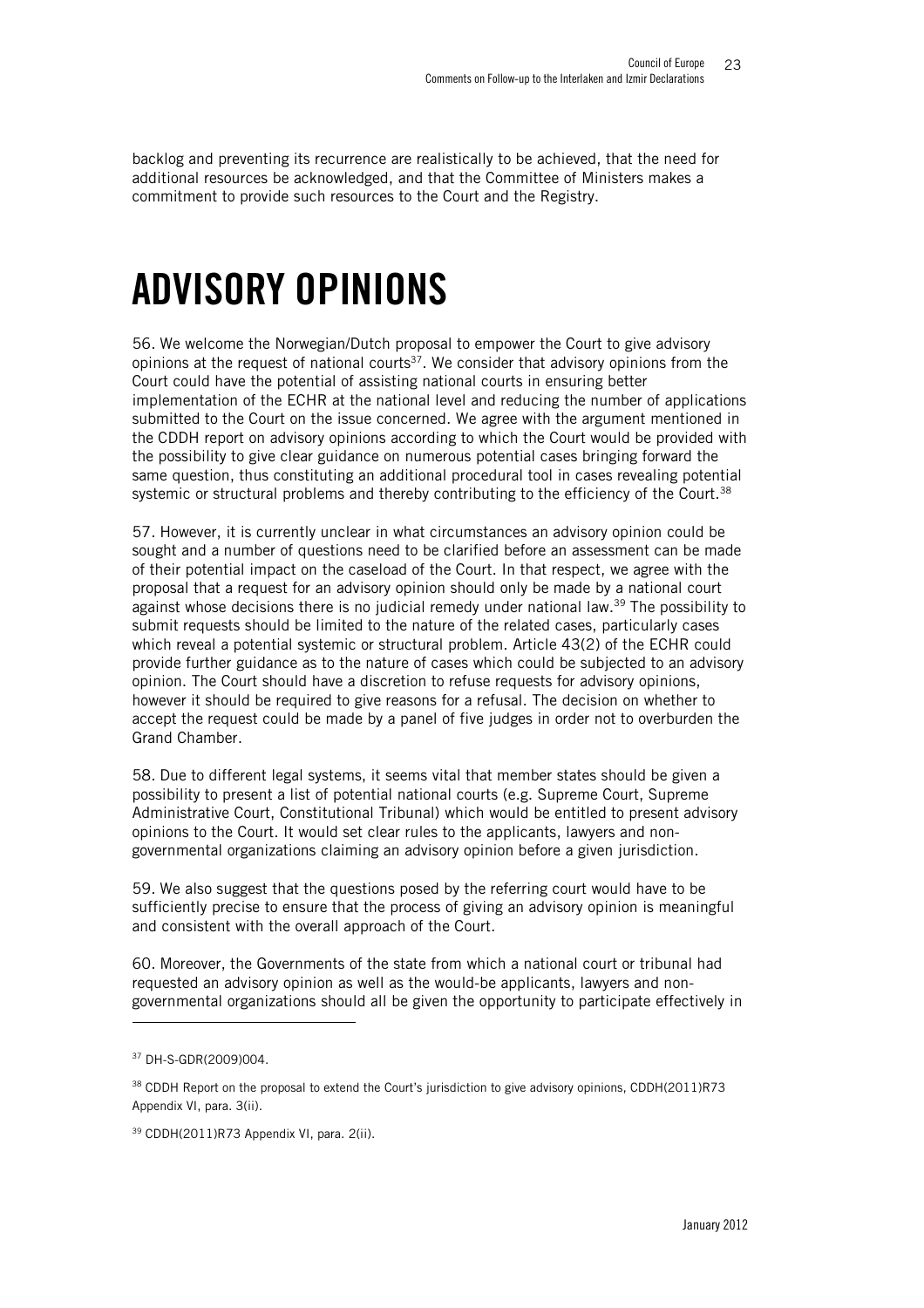backlog and preventing its recurrence are realistically to be achieved, that the need for additional resources be acknowledged, and that the Committee of Ministers makes a commitment to provide such resources to the Court and the Registry.

# ADVISORY OPINIONS

56. We welcome the Norwegian/Dutch proposal to empower the Court to give advisory opinions at the request of national courts[37]. We consider that advisory opinions from the Court could have the potential of assisting national courts in ensuring better implementation of the ECHR at the national level and reducing the number of applications submitted to the Court on the issue concerned. We agree with the argument mentioned in the CDDH report on advisory opinions according to which the Court would be provided with the possibility to give clear guidance on numerous potential cases bringing forward the same question, thus constituting an additional procedural tool in cases revealing potential systemic or structural problems and thereby contributing to the efficiency of the Court.[38]

57. However, it is currently unclear in what circumstances an advisory opinion could be sought and a number of questions need to be clarified before an assessment can be made of their potential impact on the caseload of the Court. In that respect, we agree with the proposal that a request for an advisory opinion should only be made by a national court against whose decisions there is no judicial remedy under national law.[39] The possibility to submit requests should be limited to the nature of the related cases, particularly cases which reveal a potential systemic or structural problem. Article 43(2) of the ECHR could provide further guidance as to the nature of cases which could be subjected to an advisory opinion. The Court should have a discretion to refuse requests for advisory opinions, however it should be required to give reasons for a refusal. The decision on whether to accept the request could be made by a panel of five judges in order not to overburden the Grand Chamber.

58. Due to different legal systems, it seems vital that member states should be given a possibility to present a list of potential national courts (e.g. Supreme Court, Supreme Administrative Court, Constitutional Tribunal) which would be entitled to present advisory opinions to the Court. It would set clear rules to the applicants, lawyers and non-governmental organizations claiming an advisory opinion before a given jurisdiction.

59. We also suggest that the questions posed by the referring court would have to be sufficiently precise to ensure that the process of giving an advisory opinion is meaningful and consistent with the overall approach of the Court.

60. Moreover, the Governments of the state from which a national court or tribunal had requested an advisory opinion as well as the would-be applicants, lawyers and non-governmental organizations should all be given the opportunity to participate effectively in

---

[37] DH-S-GDR(2009)004.

[38] CDDH Report on the proposal to extend the Court's jurisdiction to give advisory opinions, CDDH(2011)R73 Appendix VI, para. 3(ii).

[39] CDDH(2011)R73 Appendix VI, para. 2(ii).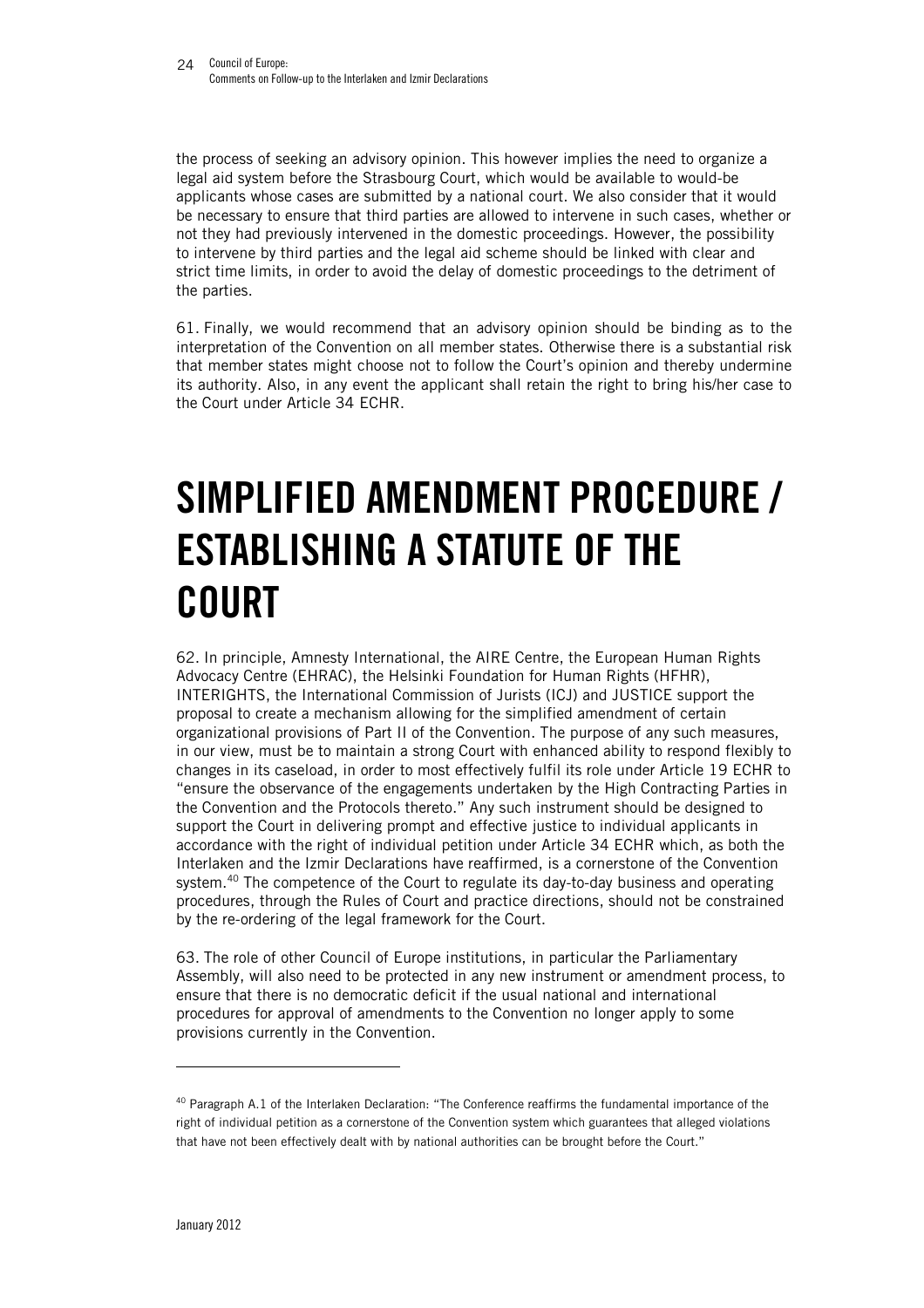the process of seeking an advisory opinion. This however implies the need to organize a legal aid system before the Strasbourg Court, which would be available to would-be applicants whose cases are submitted by a national court. We also consider that it would be necessary to ensure that third parties are allowed to intervene in such cases, whether or not they had previously intervened in the domestic proceedings. However, the possibility to intervene by third parties and the legal aid scheme should be linked with clear and strict time limits, in order to avoid the delay of domestic proceedings to the detriment of the parties.

61. Finally, we would recommend that an advisory opinion should be binding as to the interpretation of the Convention on all member states. Otherwise there is a substantial risk that member states might choose not to follow the Court's opinion and thereby undermine its authority. Also, in any event the applicant shall retain the right to bring his/her case to the Court under Article 34 ECHR.

# SIMPLIFIED AMENDMENT PROCEDURE / ESTABLISHING A STATUTE OF THE COURT

62. In principle, Amnesty International, the AIRE Centre, the European Human Rights Advocacy Centre (EHRAC), the Helsinki Foundation for Human Rights (HFHR), INTERIGHTS, the International Commission of Jurists (ICJ) and JUSTICE support the proposal to create a mechanism allowing for the simplified amendment of certain organizational provisions of Part II of the Convention. The purpose of any such measures, in our view, must be to maintain a strong Court with enhanced ability to respond flexibly to changes in its caseload, in order to most effectively fulfil its role under Article 19 ECHR to "ensure the observance of the engagements undertaken by the High Contracting Parties in the Convention and the Protocols thereto." Any such instrument should be designed to support the Court in delivering prompt and effective justice to individual applicants in accordance with the right of individual petition under Article 34 ECHR which, as both the Interlaken and the Izmir Declarations have reaffirmed, is a cornerstone of the Convention system.[40] The competence of the Court to regulate its day-to-day business and operating procedures, through the Rules of Court and practice directions, should not be constrained by the re-ordering of the legal framework for the Court.

63. The role of other Council of Europe institutions, in particular the Parliamentary Assembly, will also need to be protected in any new instrument or amendment process, to ensure that there is no democratic deficit if the usual national and international procedures for approval of amendments to the Convention no longer apply to some provisions currently in the Convention.

[40] Paragraph A.1 of the Interlaken Declaration: "The Conference reaffirms the fundamental importance of the right of individual petition as a cornerstone of the Convention system which guarantees that alleged violations that have not been effectively dealt with by national authorities can be brought before the Court."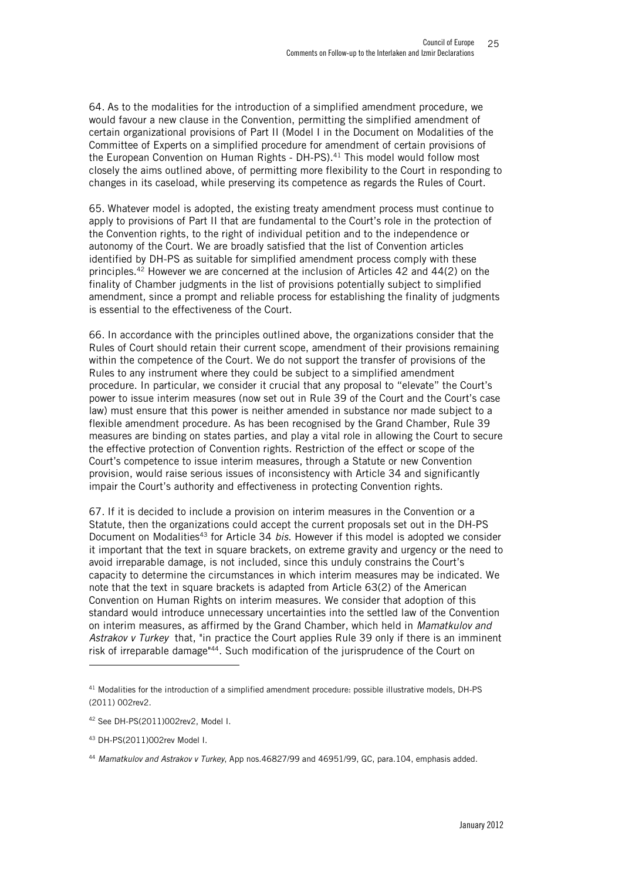64. As to the modalities for the introduction of a simplified amendment procedure, we would favour a new clause in the Convention, permitting the simplified amendment of certain organizational provisions of Part II (Model I in the Document on Modalities of the Committee of Experts on a simplified procedure for amendment of certain provisions of the European Convention on Human Rights - DH-PS).[41] This model would follow most closely the aims outlined above, of permitting more flexibility to the Court in responding to changes in its caseload, while preserving its competence as regards the Rules of Court.

65. Whatever model is adopted, the existing treaty amendment process must continue to apply to provisions of Part II that are fundamental to the Court's role in the protection of the Convention rights, to the right of individual petition and to the independence or autonomy of the Court. We are broadly satisfied that the list of Convention articles identified by DH-PS as suitable for simplified amendment process comply with these principles.[42] However we are concerned at the inclusion of Articles 42 and 44(2) on the finality of Chamber judgments in the list of provisions potentially subject to simplified amendment, since a prompt and reliable process for establishing the finality of judgments is essential to the effectiveness of the Court.

66. In accordance with the principles outlined above, the organizations consider that the Rules of Court should retain their current scope, amendment of their provisions remaining within the competence of the Court. We do not support the transfer of provisions of the Rules to any instrument where they could be subject to a simplified amendment procedure. In particular, we consider it crucial that any proposal to "elevate" the Court's power to issue interim measures (now set out in Rule 39 of the Court and the Court's case law) must ensure that this power is neither amended in substance nor made subject to a flexible amendment procedure. As has been recognised by the Grand Chamber, Rule 39 measures are binding on states parties, and play a vital role in allowing the Court to secure the effective protection of Convention rights. Restriction of the effect or scope of the Court's competence to issue interim measures, through a Statute or new Convention provision, would raise serious issues of inconsistency with Article 34 and significantly impair the Court's authority and effectiveness in protecting Convention rights.

67. If it is decided to include a provision on interim measures in the Convention or a Statute, then the organizations could accept the current proposals set out in the DH-PS Document on Modalities[43] for Article 34 *bis*. However if this model is adopted we consider it important that the text in square brackets, on extreme gravity and urgency or the need to avoid irreparable damage, is not included, since this unduly constrains the Court's capacity to determine the circumstances in which interim measures may be indicated. We note that the text in square brackets is adapted from Article 63(2) of the American Convention on Human Rights on interim measures. We consider that adoption of this standard would introduce unnecessary uncertainties into the settled law of the Convention on interim measures, as affirmed by the Grand Chamber, which held in *Mamatkulov and Astrakov v Turkey* that, "in practice the Court applies Rule 39 only if there is an imminent risk of irreparable damage"[44]. Such modification of the jurisprudence of the Court on

---

[41] Modalities for the introduction of a simplified amendment procedure: possible illustrative models, DH-PS (2011) 002rev2.

[42] See DH-PS(2011)002rev2, Model I.

[43] DH-PS(2011)002rev Model I.

[44] *Mamatkulov and Astrakov v Turkey*, App nos.46827/99 and 46951/99, GC, para.104, emphasis added.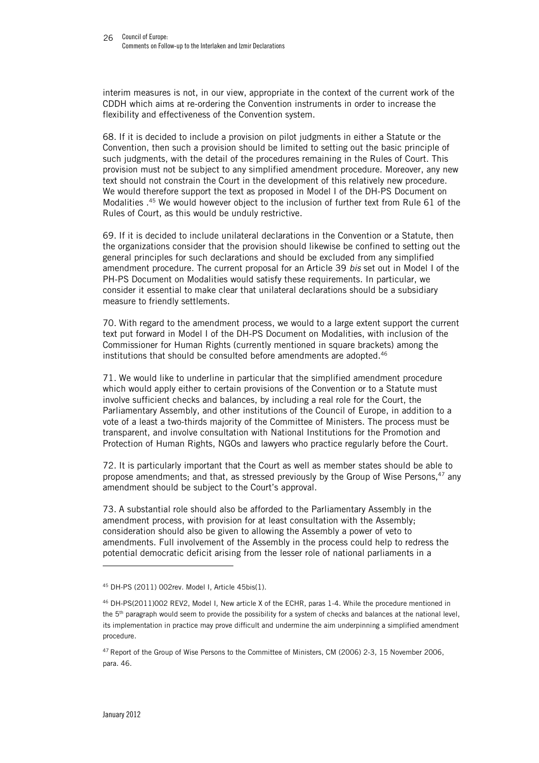interim measures is not, in our view, appropriate in the context of the current work of the CDDH which aims at re-ordering the Convention instruments in order to increase the flexibility and effectiveness of the Convention system.

68. If it is decided to include a provision on pilot judgments in either a Statute or the Convention, then such a provision should be limited to setting out the basic principle of such judgments, with the detail of the procedures remaining in the Rules of Court. This provision must not be subject to any simplified amendment procedure. Moreover, any new text should not constrain the Court in the development of this relatively new procedure. We would therefore support the text as proposed in Model I of the DH-PS Document on Modalities .[45] We would however object to the inclusion of further text from Rule 61 of the Rules of Court, as this would be unduly restrictive.

69. If it is decided to include unilateral declarations in the Convention or a Statute, then the organizations consider that the provision should likewise be confined to setting out the general principles for such declarations and should be excluded from any simplified amendment procedure. The current proposal for an Article 39 *bis* set out in Model I of the PH-PS Document on Modalities would satisfy these requirements. In particular, we consider it essential to make clear that unilateral declarations should be a subsidiary measure to friendly settlements.

70. With regard to the amendment process, we would to a large extent support the current text put forward in Model I of the DH-PS Document on Modalities, with inclusion of the Commissioner for Human Rights (currently mentioned in square brackets) among the institutions that should be consulted before amendments are adopted.[46]

71. We would like to underline in particular that the simplified amendment procedure which would apply either to certain provisions of the Convention or to a Statute must involve sufficient checks and balances, by including a real role for the Court, the Parliamentary Assembly, and other institutions of the Council of Europe, in addition to a vote of a least a two-thirds majority of the Committee of Ministers. The process must be transparent, and involve consultation with National Institutions for the Promotion and Protection of Human Rights, NGOs and lawyers who practice regularly before the Court.

72. It is particularly important that the Court as well as member states should be able to propose amendments; and that, as stressed previously by the Group of Wise Persons,[47] any amendment should be subject to the Court's approval.

73. A substantial role should also be afforded to the Parliamentary Assembly in the amendment process, with provision for at least consultation with the Assembly; consideration should also be given to allowing the Assembly a power of veto to amendments. Full involvement of the Assembly in the process could help to redress the potential democratic deficit arising from the lesser role of national parliaments in a

---

[45] DH-PS (2011) 002rev. Model I, Article 45bis(1).

[46] DH-PS(2011)002 REV2, Model I, New article X of the ECHR, paras 1-4. While the procedure mentioned in the 5th paragraph would seem to provide the possibility for a system of checks and balances at the national level, its implementation in practice may prove difficult and undermine the aim underpinning a simplified amendment procedure.

[47] Report of the Group of Wise Persons to the Committee of Ministers, CM (2006) 2-3, 15 November 2006, para. 46.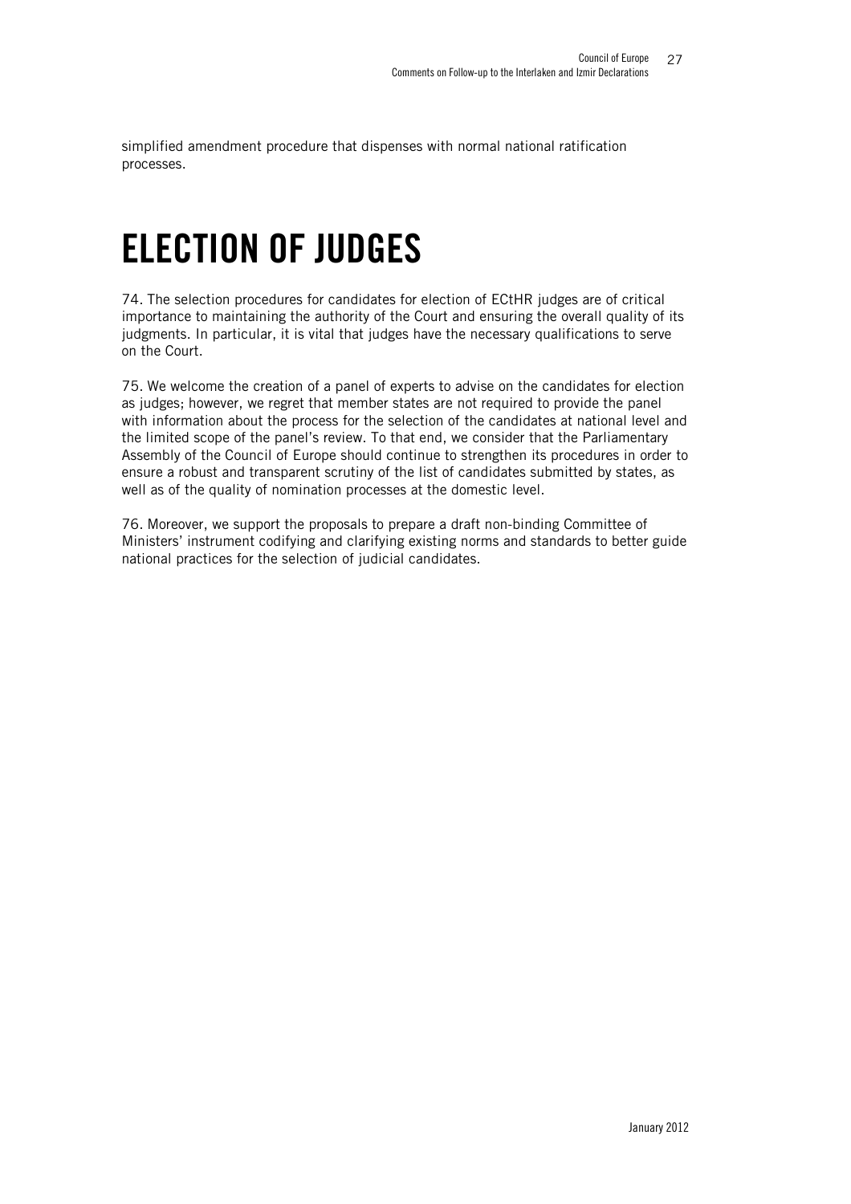simplified amendment procedure that dispenses with normal national ratification processes.

# ELECTION OF JUDGES

74. The selection procedures for candidates for election of ECtHR judges are of critical importance to maintaining the authority of the Court and ensuring the overall quality of its judgments. In particular, it is vital that judges have the necessary qualifications to serve on the Court.

75. We welcome the creation of a panel of experts to advise on the candidates for election as judges; however, we regret that member states are not required to provide the panel with information about the process for the selection of the candidates at national level and the limited scope of the panel's review. To that end, we consider that the Parliamentary Assembly of the Council of Europe should continue to strengthen its procedures in order to ensure a robust and transparent scrutiny of the list of candidates submitted by states, as well as of the quality of nomination processes at the domestic level.

76. Moreover, we support the proposals to prepare a draft non-binding Committee of Ministers' instrument codifying and clarifying existing norms and standards to better guide national practices for the selection of judicial candidates.